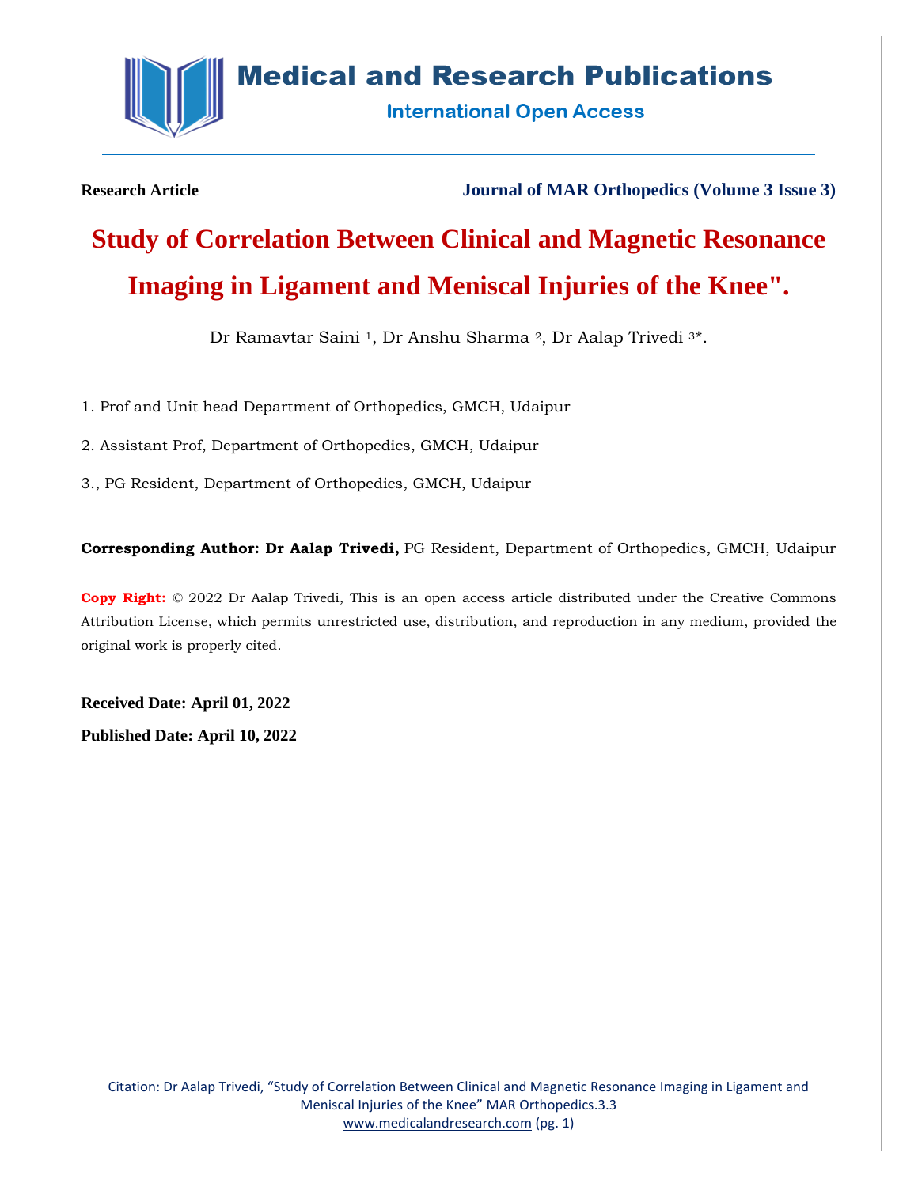Research Article

Journal of MAR Orthopedics (Volume 3 Issue 3)

# Study of Correlation Between Clinical and Magnetic Resonance Imaging in Ligament and Meniscal Injuries of the Knee".

Dr Ramavtar Saini [1], Dr Anshu Sharma [2], Dr Aalap Trivedi [3*].

1. Prof and Unit head Department of Orthopedics, GMCH, Udaipur

2. Assistant Prof, Department of Orthopedics, GMCH, Udaipur

3., PG Resident, Department of Orthopedics, GMCH, Udaipur

**Corresponding Author: Dr Aalap Trivedi,** PG Resident, Department of Orthopedics, GMCH, Udaipur

**Copy Right:** © 2022 Dr Aalap Trivedi, This is an open access article distributed under the Creative Commons Attribution License, which permits unrestricted use, distribution, and reproduction in any medium, provided the original work is properly cited.

**Received Date: April 01, 2022**

**Published Date: April 10, 2022**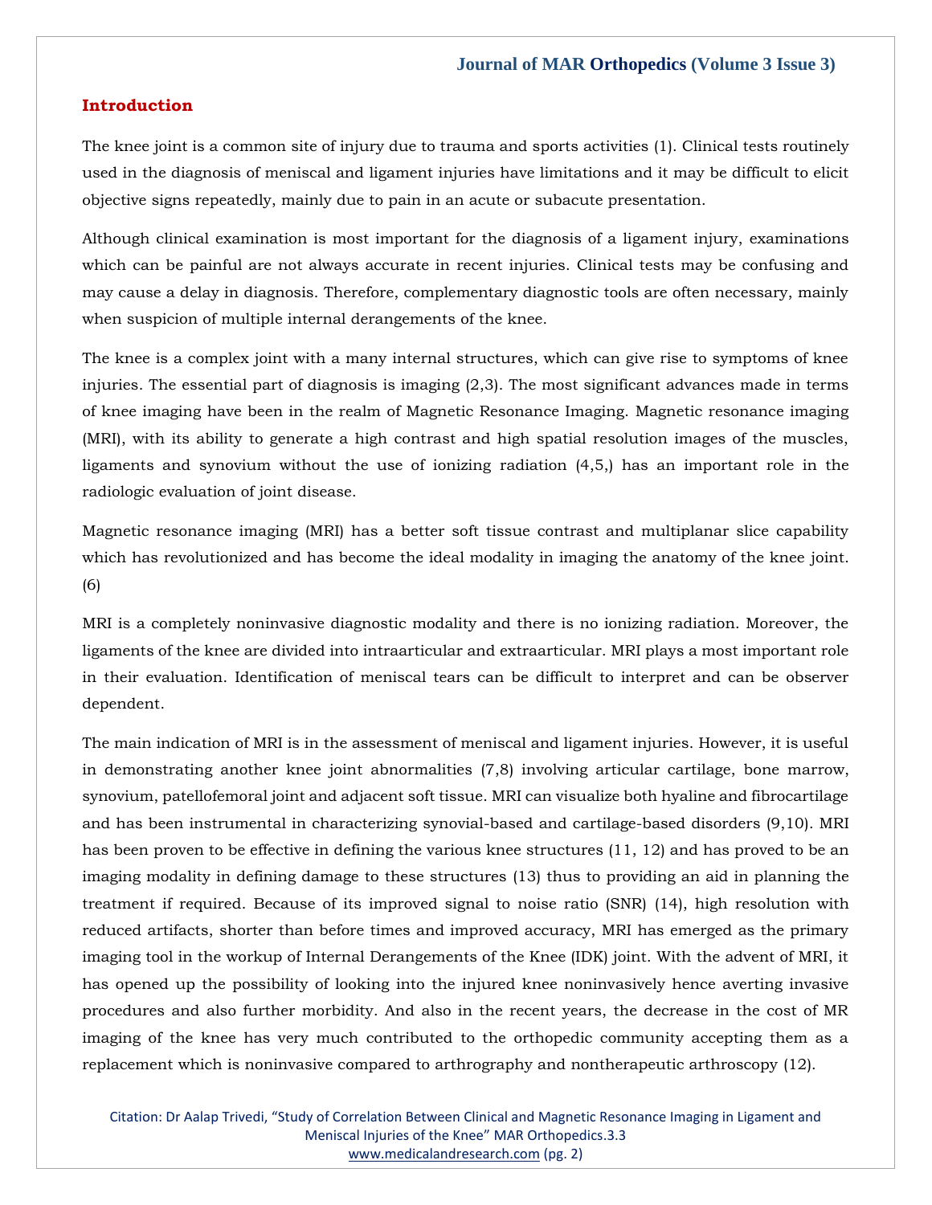## Introduction

The knee joint is a common site of injury due to trauma and sports activities (1). Clinical tests routinely used in the diagnosis of meniscal and ligament injuries have limitations and it may be difficult to elicit objective signs repeatedly, mainly due to pain in an acute or subacute presentation.

Although clinical examination is most important for the diagnosis of a ligament injury, examinations which can be painful are not always accurate in recent injuries. Clinical tests may be confusing and may cause a delay in diagnosis. Therefore, complementary diagnostic tools are often necessary, mainly when suspicion of multiple internal derangements of the knee.

The knee is a complex joint with a many internal structures, which can give rise to symptoms of knee injuries. The essential part of diagnosis is imaging (2,3). The most significant advances made in terms of knee imaging have been in the realm of Magnetic Resonance Imaging. Magnetic resonance imaging (MRI), with its ability to generate a high contrast and high spatial resolution images of the muscles, ligaments and synovium without the use of ionizing radiation (4,5,) has an important role in the radiologic evaluation of joint disease.

Magnetic resonance imaging (MRI) has a better soft tissue contrast and multiplanar slice capability which has revolutionized and has become the ideal modality in imaging the anatomy of the knee joint. (6)

MRI is a completely noninvasive diagnostic modality and there is no ionizing radiation. Moreover, the ligaments of the knee are divided into intraarticular and extraarticular. MRI plays a most important role in their evaluation. Identification of meniscal tears can be difficult to interpret and can be observer dependent.

The main indication of MRI is in the assessment of meniscal and ligament injuries. However, it is useful in demonstrating another knee joint abnormalities (7,8) involving articular cartilage, bone marrow, synovium, patellofemoral joint and adjacent soft tissue. MRI can visualize both hyaline and fibrocartilage and has been instrumental in characterizing synovial-based and cartilage-based disorders (9,10). MRI has been proven to be effective in defining the various knee structures (11, 12) and has proved to be an imaging modality in defining damage to these structures (13) thus to providing an aid in planning the treatment if required. Because of its improved signal to noise ratio (SNR) (14), high resolution with reduced artifacts, shorter than before times and improved accuracy, MRI has emerged as the primary imaging tool in the workup of Internal Derangements of the Knee (IDK) joint. With the advent of MRI, it has opened up the possibility of looking into the injured knee noninvasively hence averting invasive procedures and also further morbidity. And also in the recent years, the decrease in the cost of MR imaging of the knee has very much contributed to the orthopedic community accepting them as a replacement which is noninvasive compared to arthrography and nontherapeutic arthroscopy (12).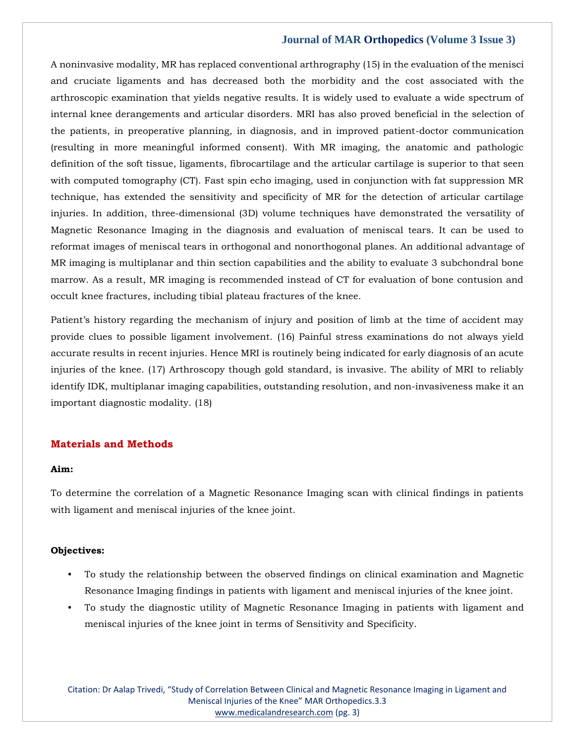A noninvasive modality, MR has replaced conventional arthrography (15) in the evaluation of the menisci and cruciate ligaments and has decreased both the morbidity and the cost associated with the arthroscopic examination that yields negative results. It is widely used to evaluate a wide spectrum of internal knee derangements and articular disorders. MRI has also proved beneficial in the selection of the patients, in preoperative planning, in diagnosis, and in improved patient-doctor communication (resulting in more meaningful informed consent). With MR imaging, the anatomic and pathologic definition of the soft tissue, ligaments, fibrocartilage and the articular cartilage is superior to that seen with computed tomography (CT). Fast spin echo imaging, used in conjunction with fat suppression MR technique, has extended the sensitivity and specificity of MR for the detection of articular cartilage injuries. In addition, three-dimensional (3D) volume techniques have demonstrated the versatility of Magnetic Resonance Imaging in the diagnosis and evaluation of meniscal tears. It can be used to reformat images of meniscal tears in orthogonal and nonorthogonal planes. An additional advantage of MR imaging is multiplanar and thin section capabilities and the ability to evaluate 3 subchondral bone marrow. As a result, MR imaging is recommended instead of CT for evaluation of bone contusion and occult knee fractures, including tibial plateau fractures of the knee.

Patient's history regarding the mechanism of injury and position of limb at the time of accident may provide clues to possible ligament involvement. (16) Painful stress examinations do not always yield accurate results in recent injuries. Hence MRI is routinely being indicated for early diagnosis of an acute injuries of the knee. (17) Arthroscopy though gold standard, is invasive. The ability of MRI to reliably identify IDK, multiplanar imaging capabilities, outstanding resolution, and non-invasiveness make it an important diagnostic modality. (18)

## Materials and Methods

**Aim:**

To determine the correlation of a Magnetic Resonance Imaging scan with clinical findings in patients with ligament and meniscal injuries of the knee joint.

**Objectives:**

- To study the relationship between the observed findings on clinical examination and Magnetic Resonance Imaging findings in patients with ligament and meniscal injuries of the knee joint.
- To study the diagnostic utility of Magnetic Resonance Imaging in patients with ligament and meniscal injuries of the knee joint in terms of Sensitivity and Specificity.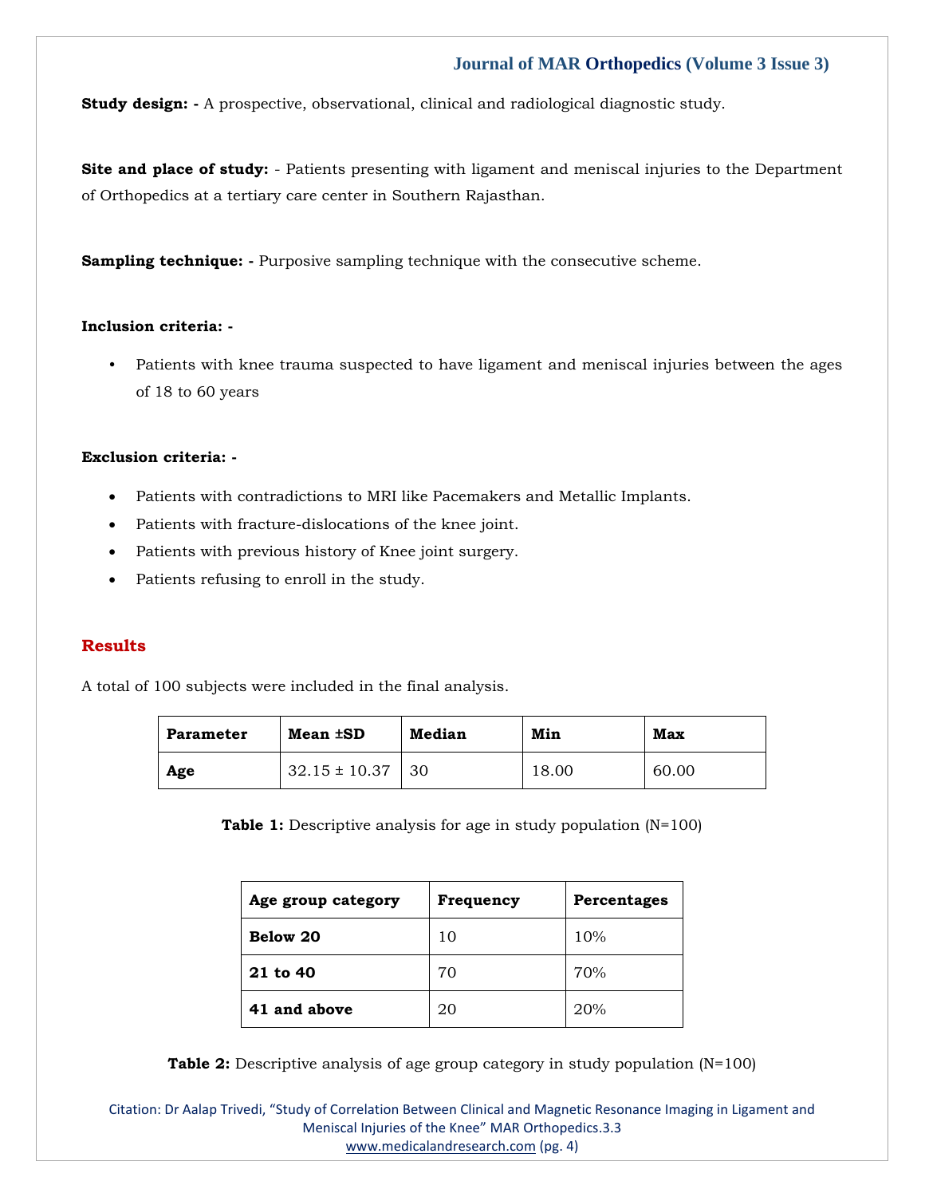**Study design: -** A prospective, observational, clinical and radiological diagnostic study.

**Site and place of study:** - Patients presenting with ligament and meniscal injuries to the Department of Orthopedics at a tertiary care center in Southern Rajasthan.

**Sampling technique: -** Purposive sampling technique with the consecutive scheme.

**Inclusion criteria: -**

- Patients with knee trauma suspected to have ligament and meniscal injuries between the ages of 18 to 60 years

**Exclusion criteria: -**

- Patients with contradictions to MRI like Pacemakers and Metallic Implants.
- Patients with fracture-dislocations of the knee joint.
- Patients with previous history of Knee joint surgery.
- Patients refusing to enroll in the study.

## Results

A total of 100 subjects were included in the final analysis.

| Parameter | Mean ±SD | Median | Min | Max |
|---|---|---|---|---|
| **Age** | 32.15 ± 10.37 | 30 | 18.00 | 60.00 |

**Table 1:** Descriptive analysis for age in study population (N=100)

| Age group category | Frequency | Percentages |
|---|---|---|
| **Below 20** | 10 | 10% |
| **21 to 40** | 70 | 70% |
| **41 and above** | 20 | 20% |

**Table 2:** Descriptive analysis of age group category in study population (N=100)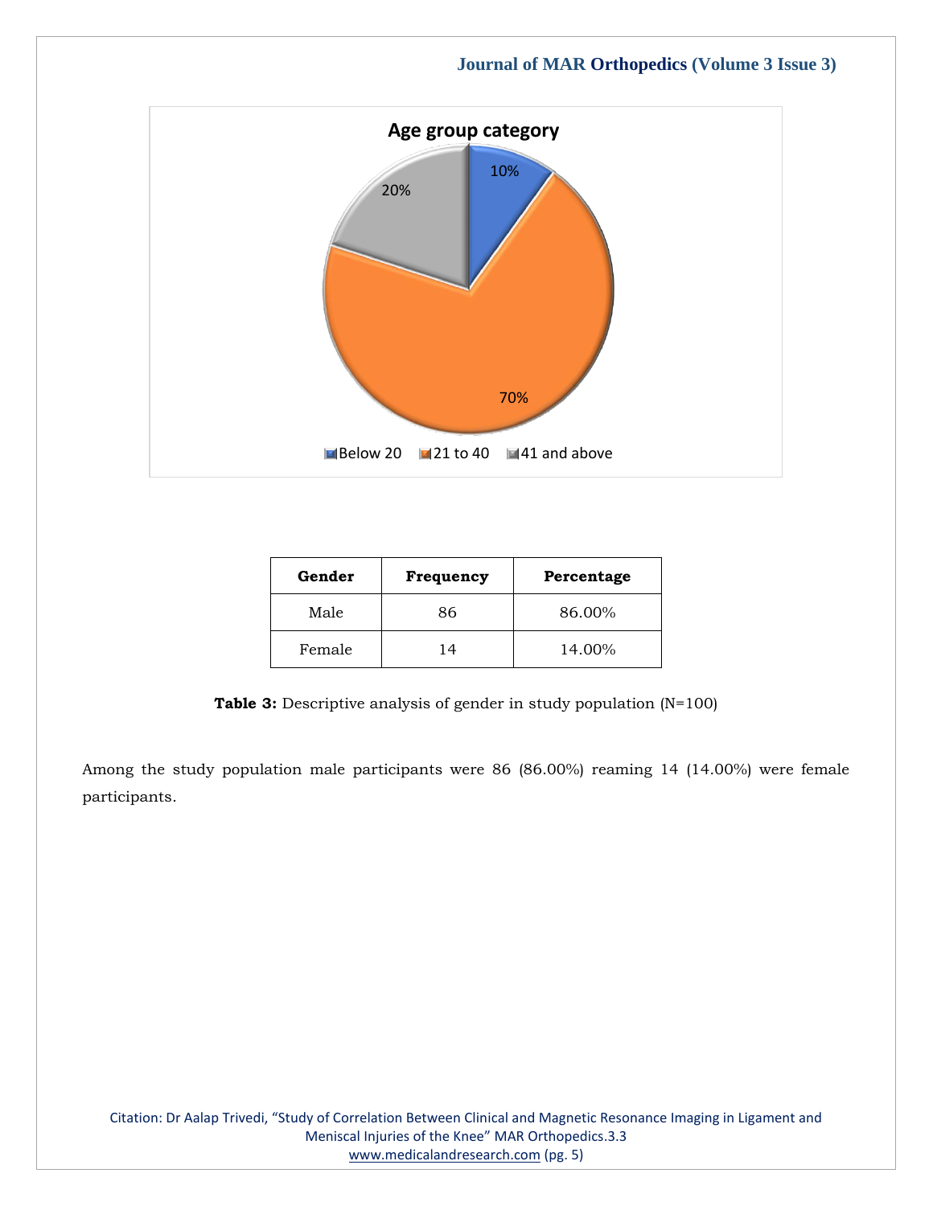Age group category

| Age group | Percentage |
| --- | --- |
| Below 20 | 10% |
| 21 to 40 | 70% |
| 41 and above | 20% |

| Gender | Frequency | Percentage |
| --- | --- | --- |
| Male | 86 | 86.00% |
| Female | 14 | 14.00% |

**Table 3:** Descriptive analysis of gender in study population (N=100)

Among the study population male participants were 86 (86.00%) reaming 14 (14.00%) were female participants.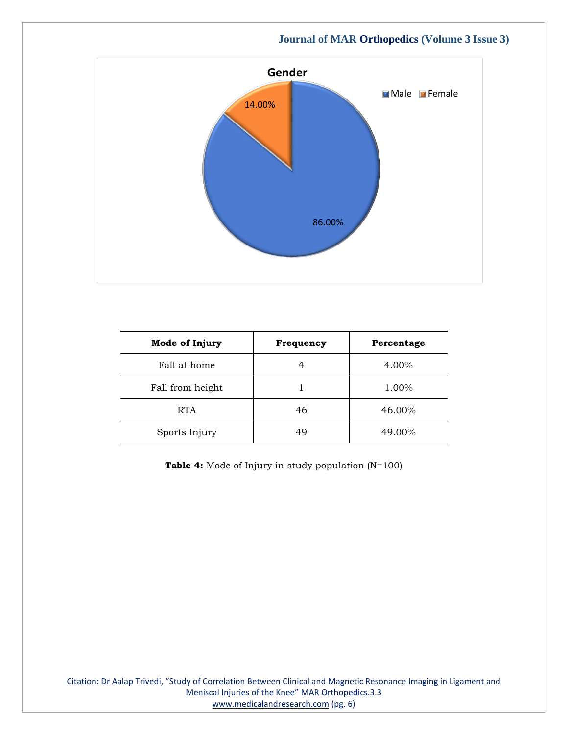Gender

Male 86.00%
Female 14.00%

| Mode of Injury | Frequency | Percentage |
|---|---|---|
| Fall at home | 4 | 4.00% |
| Fall from height | 1 | 1.00% |
| RTA | 46 | 46.00% |
| Sports Injury | 49 | 49.00% |

**Table 4:** Mode of Injury in study population (N=100)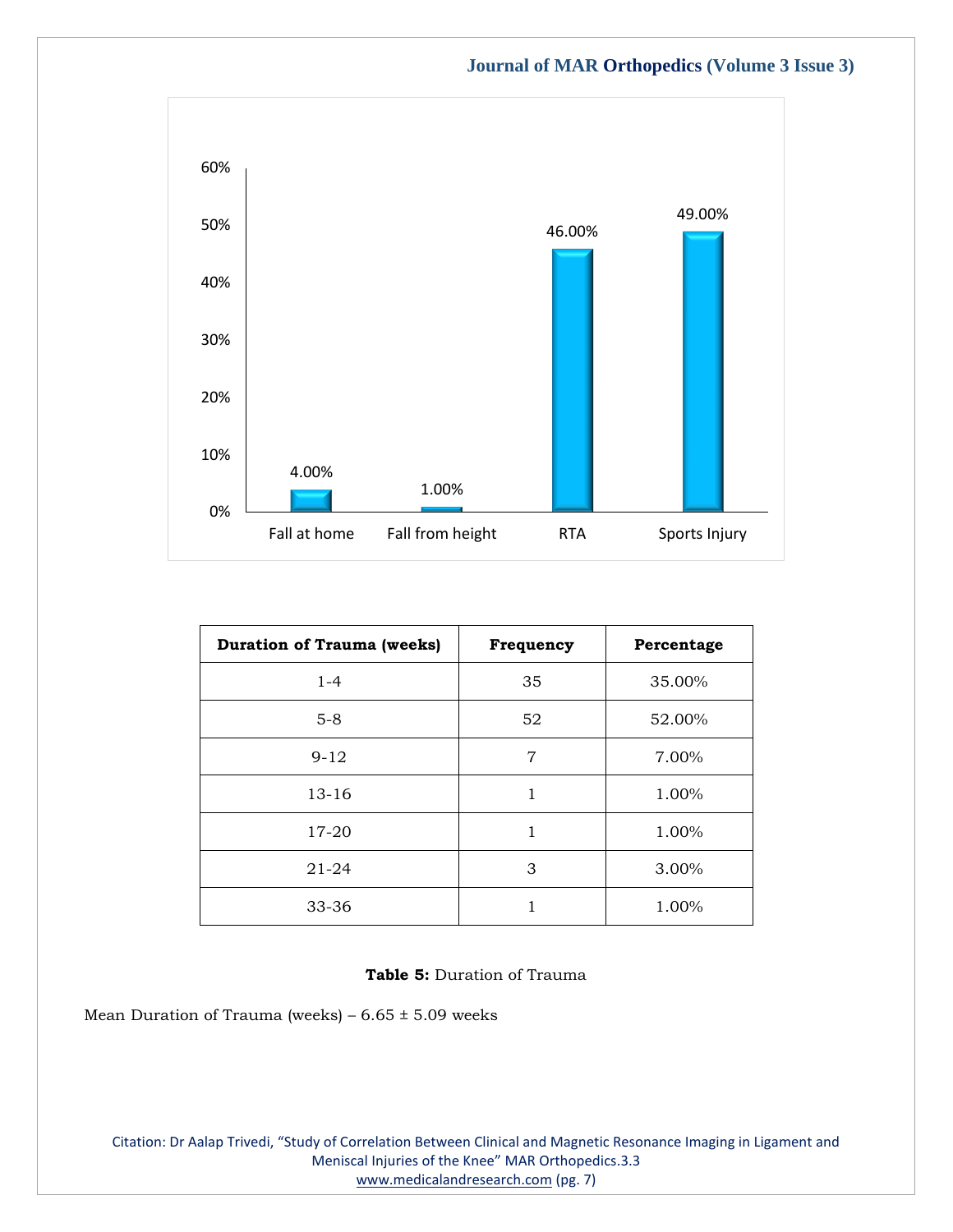| Duration of Trauma (weeks) | Frequency | Percentage |
|---|---|---|
| 1-4 | 35 | 35.00% |
| 5-8 | 52 | 52.00% |
| 9-12 | 7 | 7.00% |
| 13-16 | 1 | 1.00% |
| 17-20 | 1 | 1.00% |
| 21-24 | 3 | 3.00% |
| 33-36 | 1 | 1.00% |

**Table 5:** Duration of Trauma

Mean Duration of Trauma (weeks) – 6.65 ± 5.09 weeks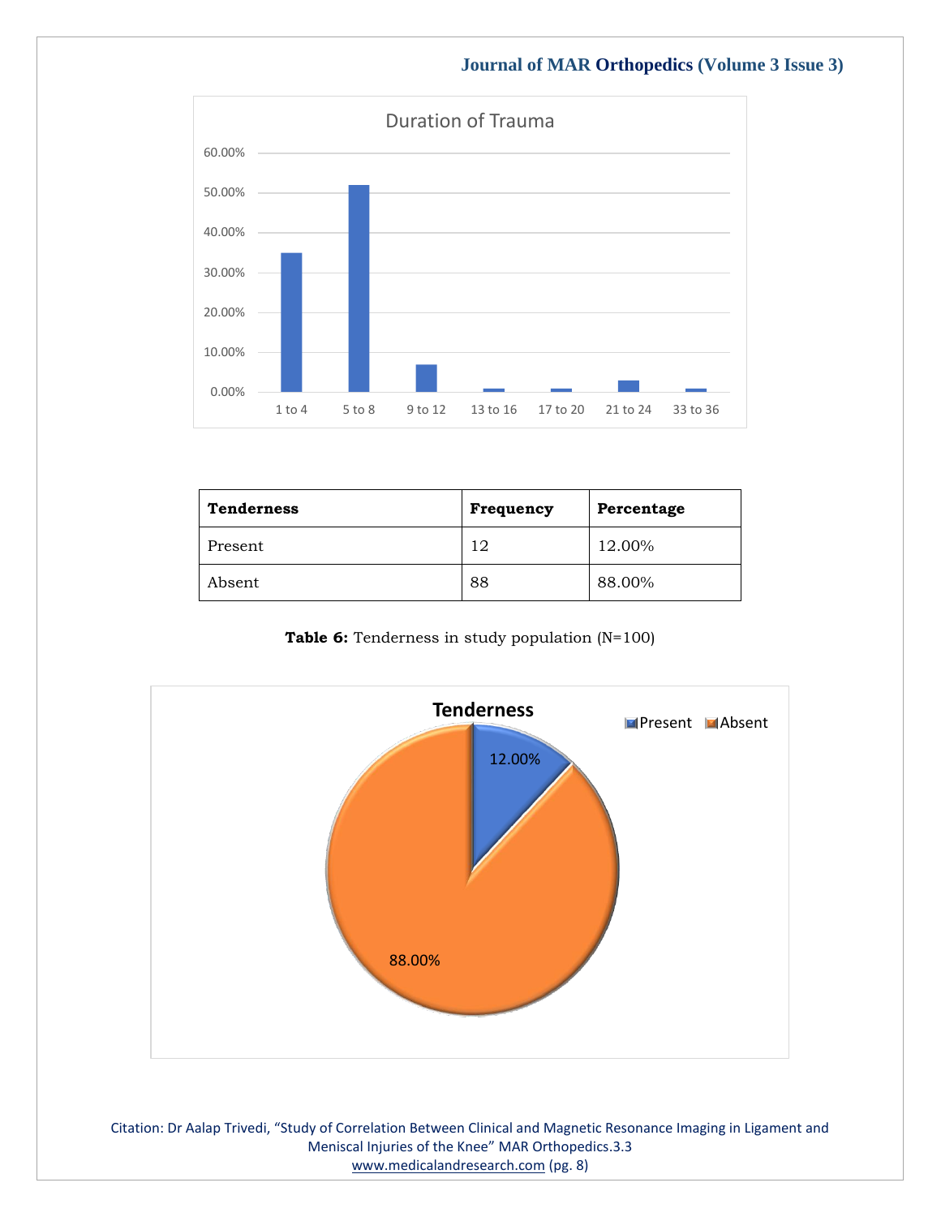Duration of Trauma

| Tenderness | Frequency | Percentage |
| --- | --- | --- |
| Present | 12 | 12.00% |
| Absent | 88 | 88.00% |

**Table 6:** Tenderness in study population (N=100)

Tenderness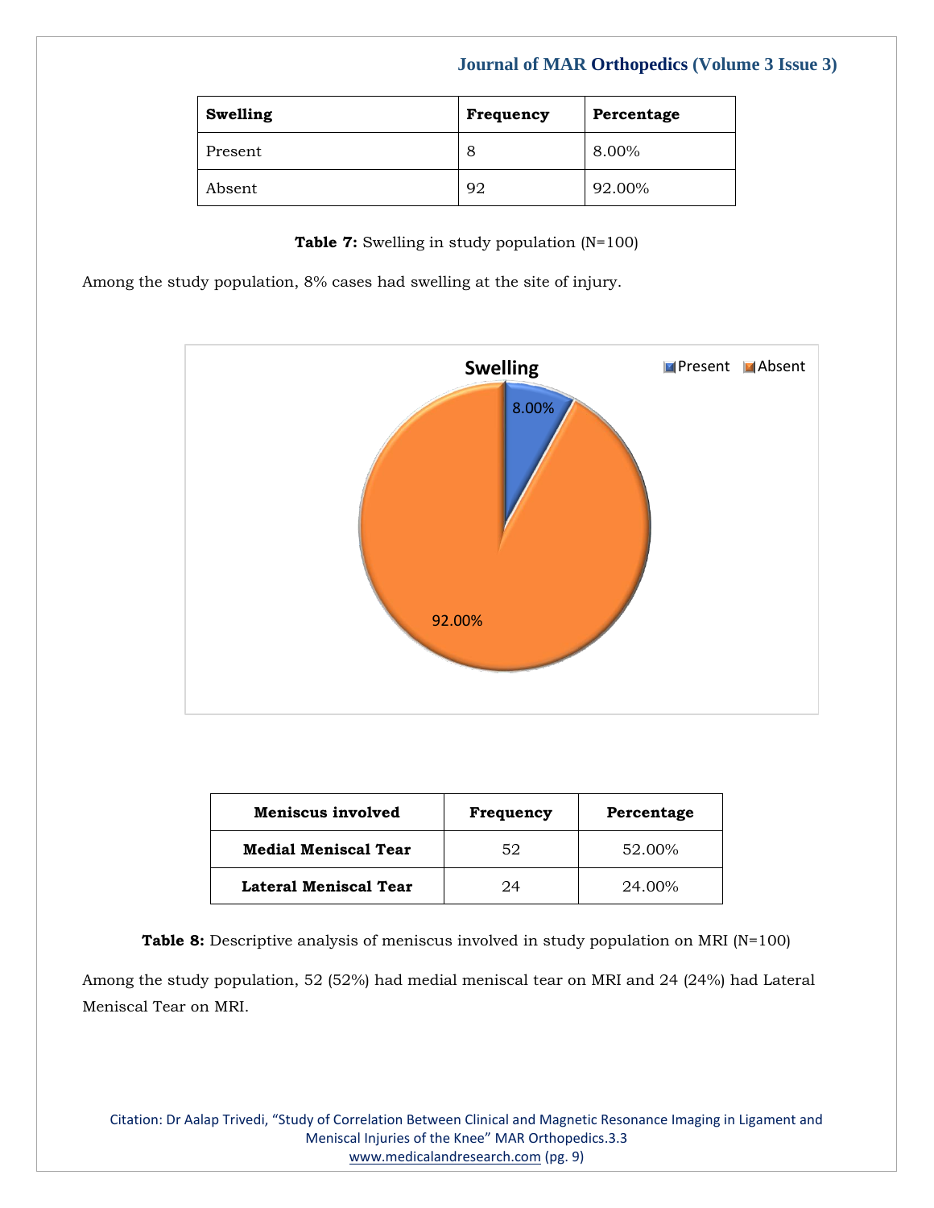| Swelling | Frequency | Percentage |
|---|---|---|
| Present | 8 | 8.00% |
| Absent | 92 | 92.00% |

**Table 7:** Swelling in study population (N=100)

Among the study population, 8% cases had swelling at the site of injury.

| Meniscus involved | Frequency | Percentage |
|---|---|---|
| **Medial Meniscal Tear** | 52 | 52.00% |
| **Lateral Meniscal Tear** | 24 | 24.00% |

**Table 8:** Descriptive analysis of meniscus involved in study population on MRI (N=100)

Among the study population, 52 (52%) had medial meniscal tear on MRI and 24 (24%) had Lateral Meniscal Tear on MRI.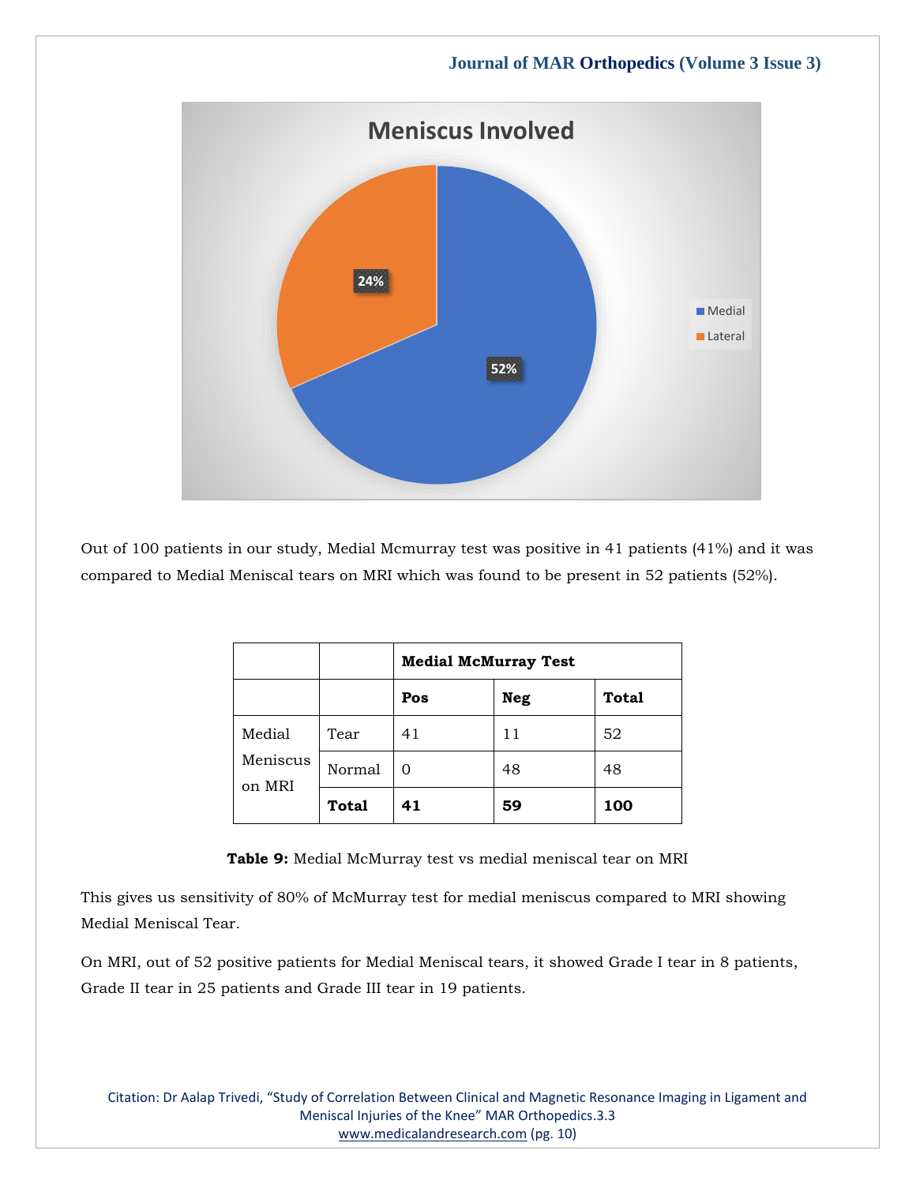Meniscus Involved

Out of 100 patients in our study, Medial Mcmurray test was positive in 41 patients (41%) and it was compared to Medial Meniscal tears on MRI which was found to be present in 52 patients (52%).

| | | Medial McMurray Test | | |
|---|---|---|---|---|
| | | **Pos** | **Neg** | **Total** |
| Medial Meniscus on MRI | Tear | 41 | 11 | 52 |
| | Normal | 0 | 48 | 48 |
| | **Total** | **41** | **59** | **100** |

**Table 9:** Medial McMurray test vs medial meniscal tear on MRI

This gives us sensitivity of 80% of McMurray test for medial meniscus compared to MRI showing Medial Meniscal Tear.

On MRI, out of 52 positive patients for Medial Meniscal tears, it showed Grade I tear in 8 patients, Grade II tear in 25 patients and Grade III tear in 19 patients.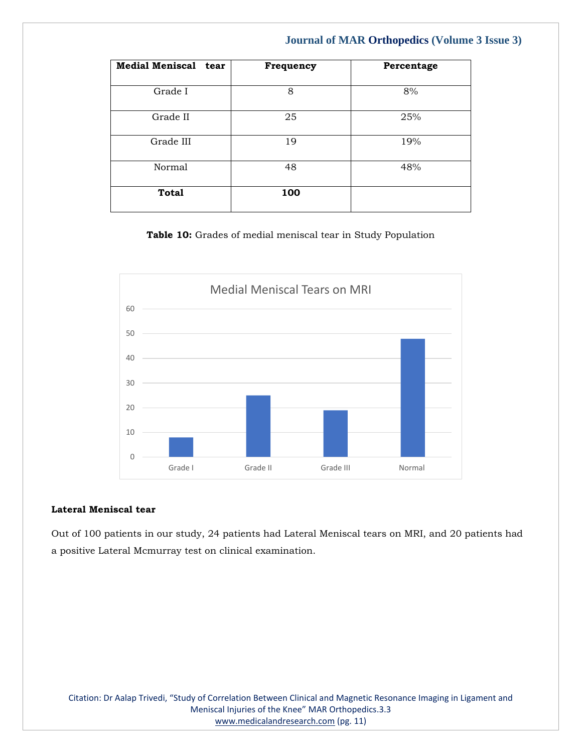| Medial Meniscal tear | Frequency | Percentage |
|---|---|---|
| Grade I | 8 | 8% |
| Grade II | 25 | 25% |
| Grade III | 19 | 19% |
| Normal | 48 | 48% |
| **Total** | **100** | |

**Table 10:** Grades of medial meniscal tear in Study Population

Medial Meniscal Tears on MRI

| | Grade I | Grade II | Grade III | Normal |
|---|---|---|---|---|
| Value | 8 | 25 | 19 | 48 |

**Lateral Meniscal tear**

Out of 100 patients in our study, 24 patients had Lateral Meniscal tears on MRI, and 20 patients had a positive Lateral Mcmurray test on clinical examination.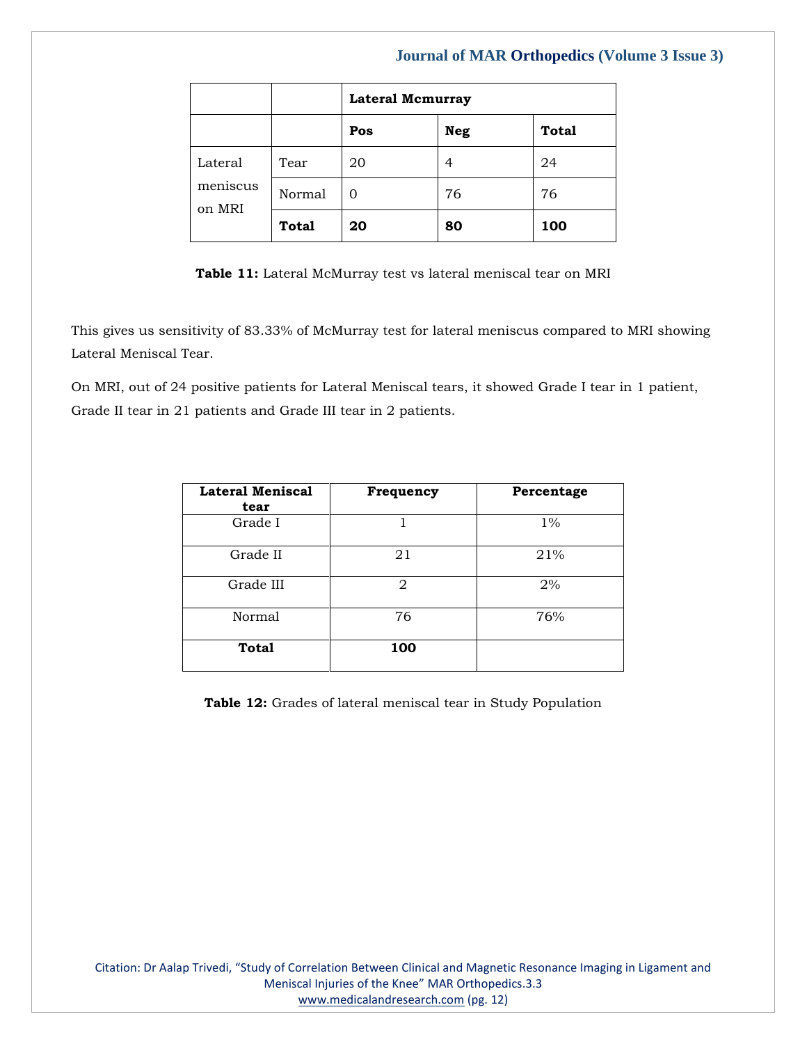| | | Lateral Mcmurray | | |
|---|---|---|---|---|
| | | **Pos** | **Neg** | **Total** |
| Lateral meniscus on MRI | Tear | 20 | 4 | 24 |
| | Normal | 0 | 76 | 76 |
| | **Total** | **20** | **80** | **100** |

**Table 11:** Lateral McMurray test vs lateral meniscal tear on MRI

This gives us sensitivity of 83.33% of McMurray test for lateral meniscus compared to MRI showing Lateral Meniscal Tear.

On MRI, out of 24 positive patients for Lateral Meniscal tears, it showed Grade I tear in 1 patient, Grade II tear in 21 patients and Grade III tear in 2 patients.

| Lateral Meniscal tear | Frequency | Percentage |
|---|---|---|
| Grade I | 1 | 1% |
| Grade II | 21 | 21% |
| Grade III | 2 | 2% |
| Normal | 76 | 76% |
| **Total** | **100** | |

**Table 12:** Grades of lateral meniscal tear in Study Population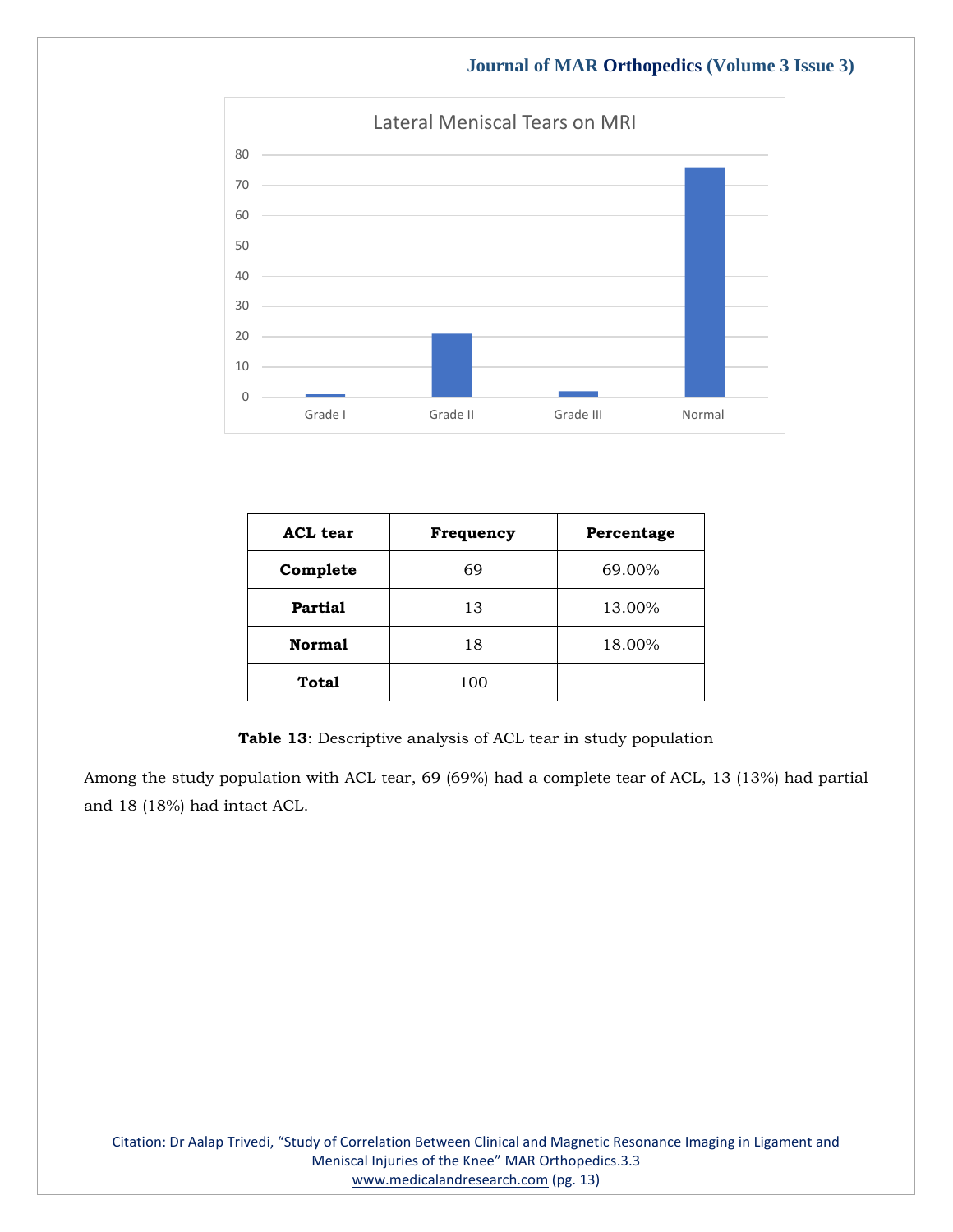Lateral Meniscal Tears on MRI

| ACL tear | Frequency | Percentage |
|---|---|---|
| **Complete** | 69 | 69.00% |
| **Partial** | 13 | 13.00% |
| **Normal** | 18 | 18.00% |
| **Total** | 100 | |

**Table 13**: Descriptive analysis of ACL tear in study population

Among the study population with ACL tear, 69 (69%) had a complete tear of ACL, 13 (13%) had partial and 18 (18%) had intact ACL.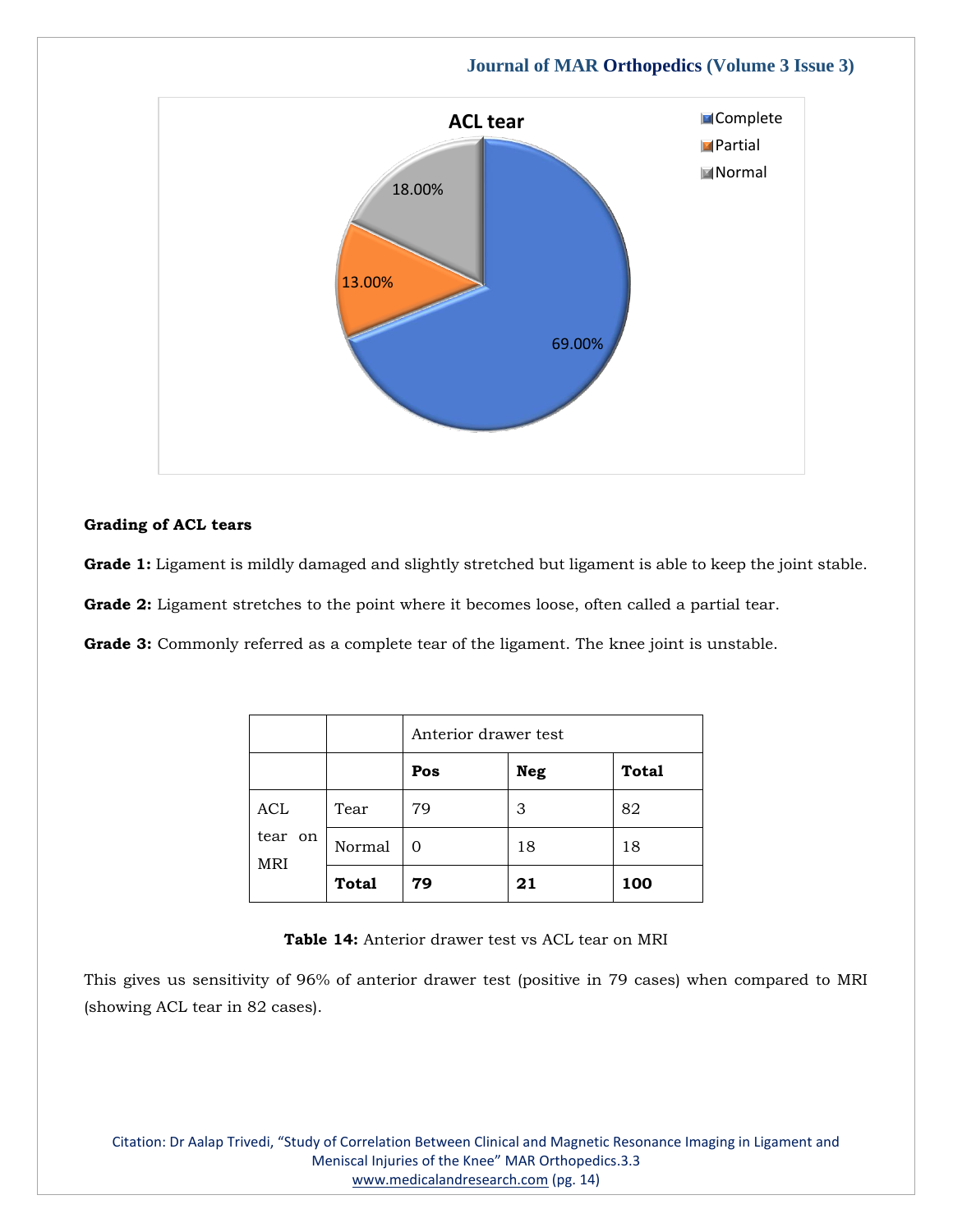**ACL tear**

- Complete: 69.00%
- Partial: 13.00%
- Normal: 18.00%

**Grading of ACL tears**

**Grade 1:** Ligament is mildly damaged and slightly stretched but ligament is able to keep the joint stable.

**Grade 2:** Ligament stretches to the point where it becomes loose, often called a partial tear.

**Grade 3:** Commonly referred as a complete tear of the ligament. The knee joint is unstable.

| | | Anterior drawer test | | |
|---|---|---|---|---|
| | | **Pos** | **Neg** | **Total** |
| ACL tear on MRI | Tear | 79 | 3 | 82 |
| | Normal | 0 | 18 | 18 |
| | **Total** | **79** | **21** | **100** |

**Table 14:** Anterior drawer test vs ACL tear on MRI

This gives us sensitivity of 96% of anterior drawer test (positive in 79 cases) when compared to MRI (showing ACL tear in 82 cases).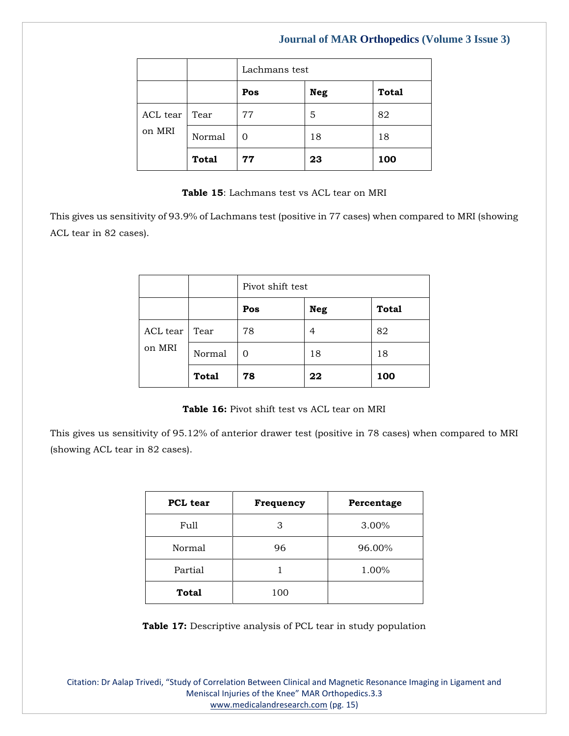| | | Lachmans test | | |
|---|---|---|---|---|
| | | **Pos** | **Neg** | **Total** |
| ACL tear on MRI | Tear | 77 | 5 | 82 |
| | Normal | 0 | 18 | 18 |
| | **Total** | **77** | **23** | **100** |

**Table 15**: Lachmans test vs ACL tear on MRI

This gives us sensitivity of 93.9% of Lachmans test (positive in 77 cases) when compared to MRI (showing ACL tear in 82 cases).

| | | Pivot shift test | | |
|---|---|---|---|---|
| | | **Pos** | **Neg** | **Total** |
| ACL tear on MRI | Tear | 78 | 4 | 82 |
| | Normal | 0 | 18 | 18 |
| | **Total** | **78** | **22** | **100** |

**Table 16:** Pivot shift test vs ACL tear on MRI

This gives us sensitivity of 95.12% of anterior drawer test (positive in 78 cases) when compared to MRI (showing ACL tear in 82 cases).

| **PCL tear** | **Frequency** | **Percentage** |
|---|---|---|
| Full | 3 | 3.00% |
| Normal | 96 | 96.00% |
| Partial | 1 | 1.00% |
| **Total** | 100 | |

**Table 17:** Descriptive analysis of PCL tear in study population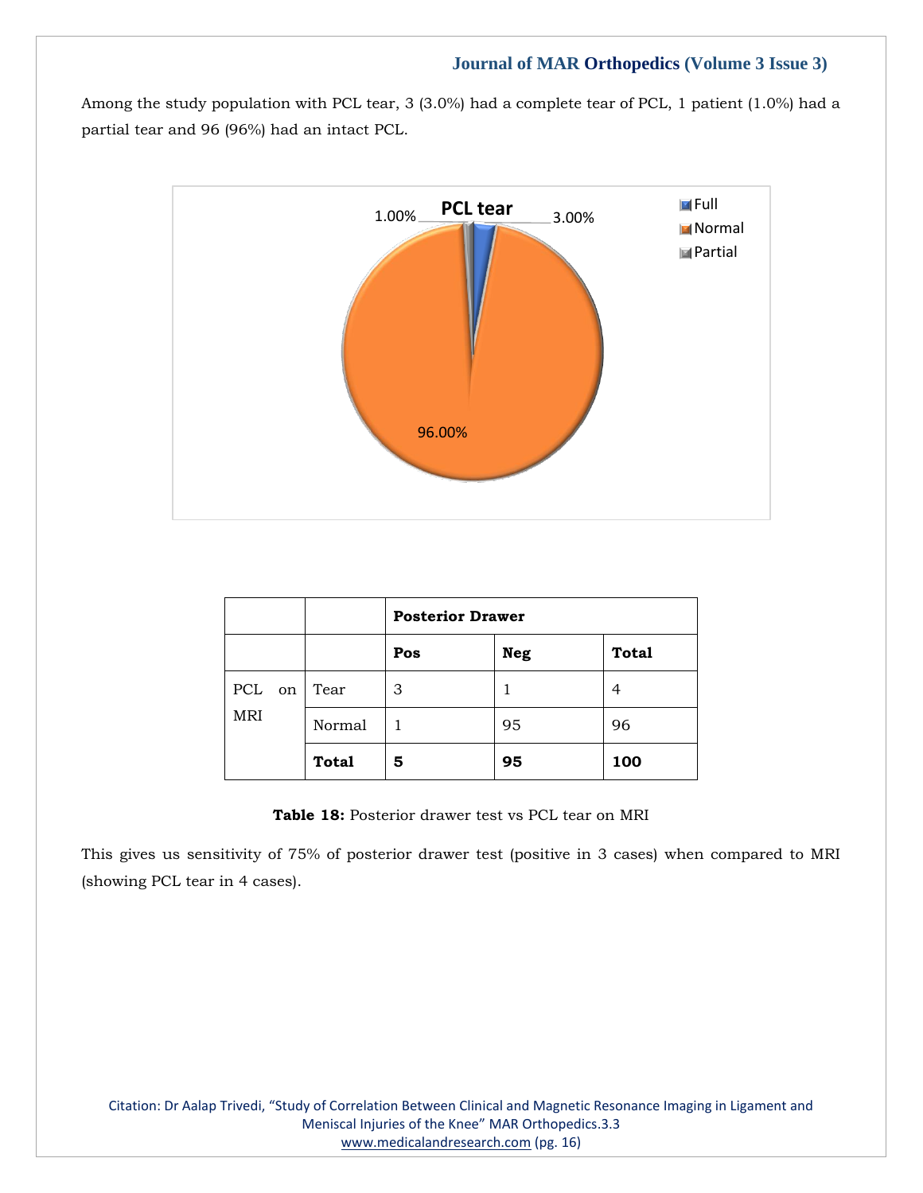Among the study population with PCL tear, 3 (3.0%) had a complete tear of PCL, 1 patient (1.0%) had a partial tear and 96 (96%) had an intact PCL.

|  |  | Posterior Drawer |  |  |
|---|---|---|---|---|
|  |  | **Pos** | **Neg** | **Total** |
| PCL on MRI | Tear | 3 | 1 | 4 |
|  | Normal | 1 | 95 | 96 |
|  | **Total** | **5** | **95** | **100** |

**Table 18:** Posterior drawer test vs PCL tear on MRI

This gives us sensitivity of 75% of posterior drawer test (positive in 3 cases) when compared to MRI (showing PCL tear in 4 cases).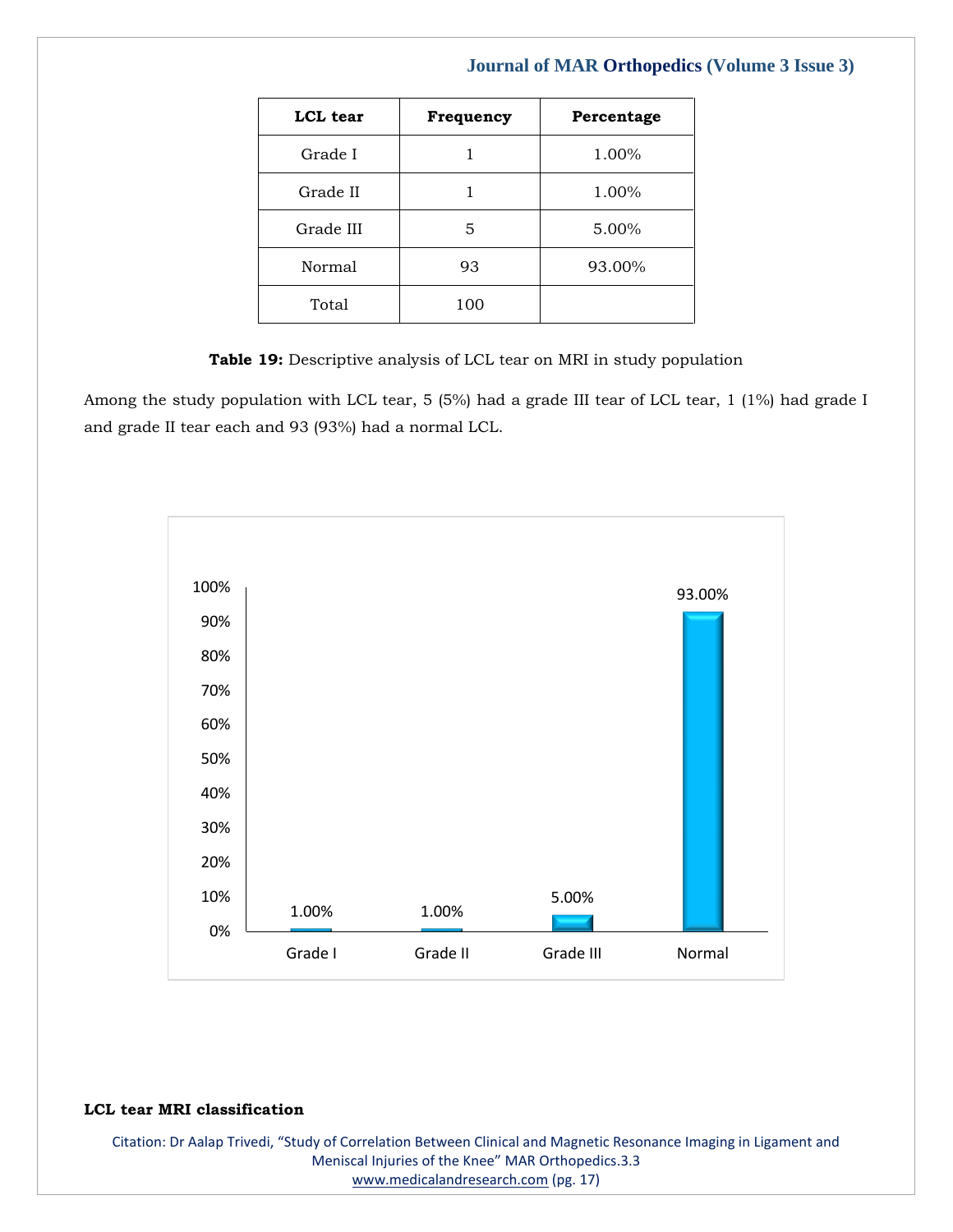| LCL tear | Frequency | Percentage |
|---|---|---|
| Grade I | 1 | 1.00% |
| Grade II | 1 | 1.00% |
| Grade III | 5 | 5.00% |
| Normal | 93 | 93.00% |
| Total | 100 | |

**Table 19:** Descriptive analysis of LCL tear on MRI in study population

Among the study population with LCL tear, 5 (5%) had a grade III tear of LCL tear, 1 (1%) had grade I and grade II tear each and 93 (93%) had a normal LCL.

**LCL tear MRI classification**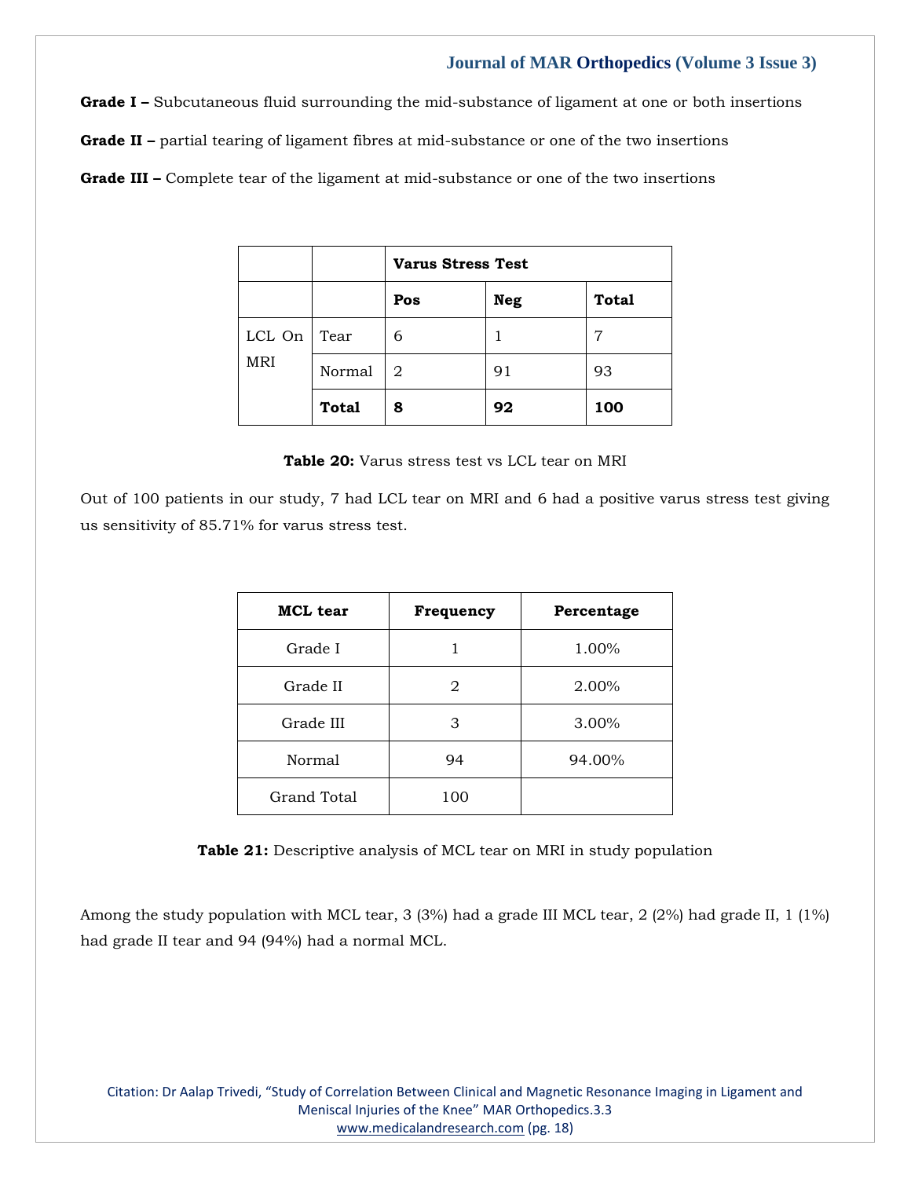**Grade I –** Subcutaneous fluid surrounding the mid-substance of ligament at one or both insertions

**Grade II –** partial tearing of ligament fibres at mid-substance or one of the two insertions

**Grade III –** Complete tear of the ligament at mid-substance or one of the two insertions

| | | **Varus Stress Test** | | |
|---|---|---|---|---|
| | | **Pos** | **Neg** | **Total** |
| LCL On MRI | Tear | 6 | 1 | 7 |
| | Normal | 2 | 91 | 93 |
| | **Total** | **8** | **92** | **100** |

**Table 20:** Varus stress test vs LCL tear on MRI

Out of 100 patients in our study, 7 had LCL tear on MRI and 6 had a positive varus stress test giving us sensitivity of 85.71% for varus stress test.

| **MCL tear** | **Frequency** | **Percentage** |
|---|---|---|
| Grade I | 1 | 1.00% |
| Grade II | 2 | 2.00% |
| Grade III | 3 | 3.00% |
| Normal | 94 | 94.00% |
| Grand Total | 100 | |

**Table 21:** Descriptive analysis of MCL tear on MRI in study population

Among the study population with MCL tear, 3 (3%) had a grade III MCL tear, 2 (2%) had grade II, 1 (1%) had grade II tear and 94 (94%) had a normal MCL.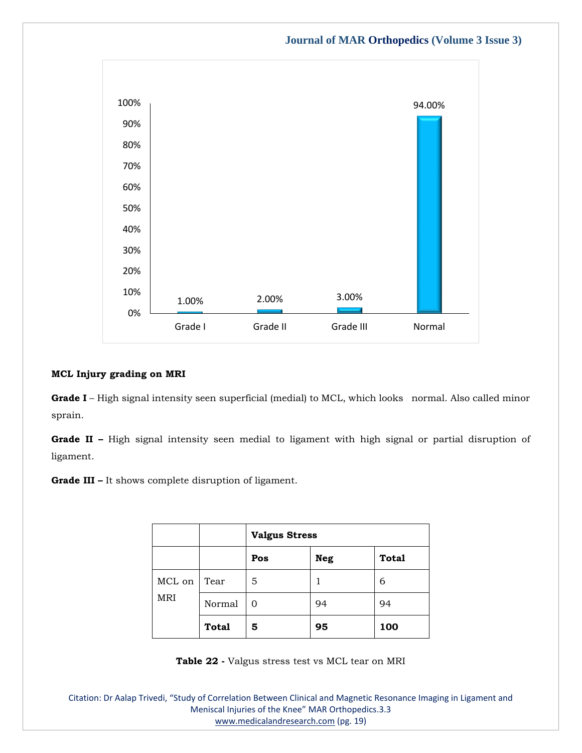| | |
|---|---|
| Grade I | 1.00% |
| Grade II | 2.00% |
| Grade III | 3.00% |
| Normal | 94.00% |

**MCL Injury grading on MRI**

**Grade I** – High signal intensity seen superficial (medial) to MCL, which looks normal. Also called minor sprain.

**Grade II –** High signal intensity seen medial to ligament with high signal or partial disruption of ligament.

**Grade III –** It shows complete disruption of ligament.

| | | **Valgus Stress** | | |
|---|---|---|---|---|
| | | **Pos** | **Neg** | **Total** |
| MCL on MRI | Tear | 5 | 1 | 6 |
| | Normal | 0 | 94 | 94 |
| | **Total** | **5** | **95** | **100** |

**Table 22 -** Valgus stress test vs MCL tear on MRI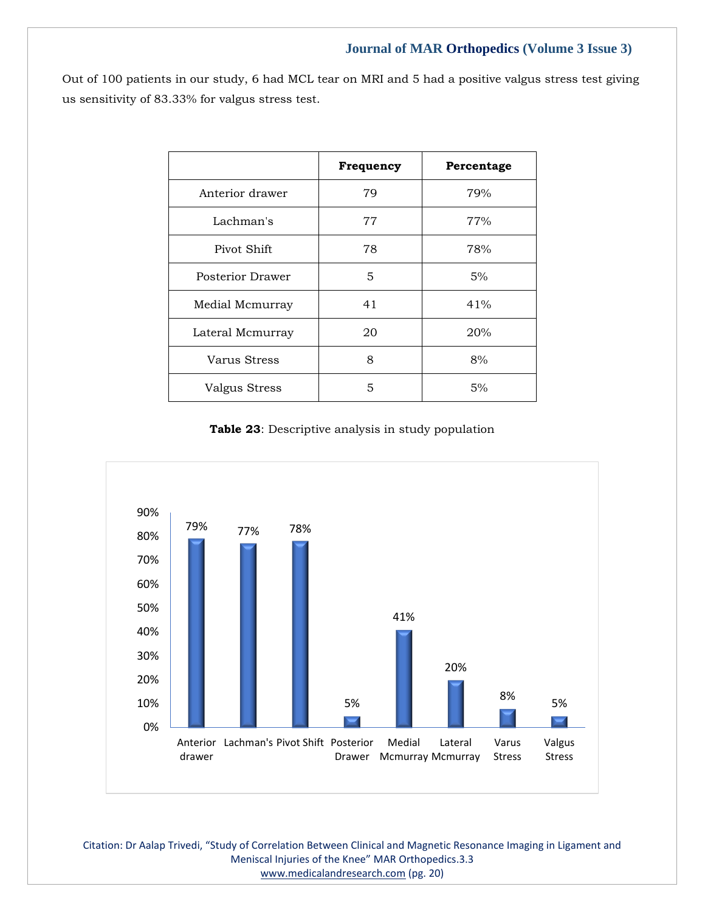Out of 100 patients in our study, 6 had MCL tear on MRI and 5 had a positive valgus stress test giving us sensitivity of 83.33% for valgus stress test.

| | Frequency | Percentage |
|---|---|---|
| Anterior drawer | 79 | 79% |
| Lachman's | 77 | 77% |
| Pivot Shift | 78 | 78% |
| Posterior Drawer | 5 | 5% |
| Medial Mcmurray | 41 | 41% |
| Lateral Mcmurray | 20 | 20% |
| Varus Stress | 8 | 8% |
| Valgus Stress | 5 | 5% |

**Table 23**: Descriptive analysis in study population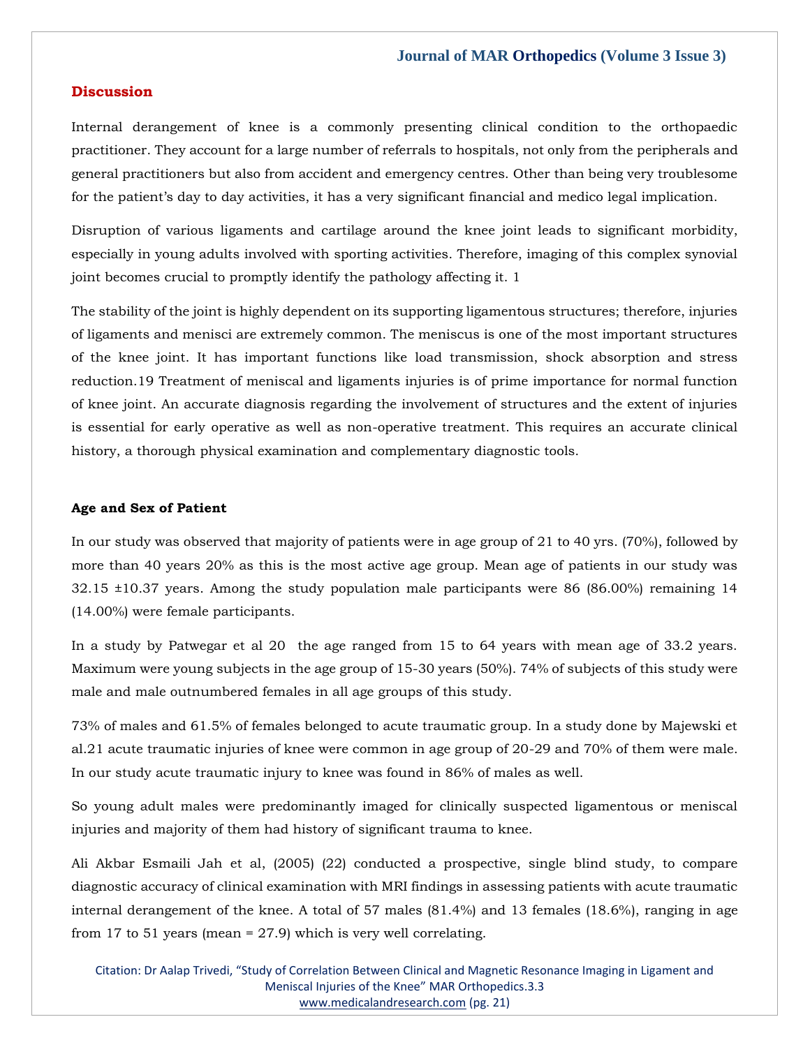## Discussion

Internal derangement of knee is a commonly presenting clinical condition to the orthopaedic practitioner. They account for a large number of referrals to hospitals, not only from the peripherals and general practitioners but also from accident and emergency centres. Other than being very troublesome for the patient's day to day activities, it has a very significant financial and medico legal implication.

Disruption of various ligaments and cartilage around the knee joint leads to significant morbidity, especially in young adults involved with sporting activities. Therefore, imaging of this complex synovial joint becomes crucial to promptly identify the pathology affecting it. 1

The stability of the joint is highly dependent on its supporting ligamentous structures; therefore, injuries of ligaments and menisci are extremely common. The meniscus is one of the most important structures of the knee joint. It has important functions like load transmission, shock absorption and stress reduction.19 Treatment of meniscal and ligaments injuries is of prime importance for normal function of knee joint. An accurate diagnosis regarding the involvement of structures and the extent of injuries is essential for early operative as well as non-operative treatment. This requires an accurate clinical history, a thorough physical examination and complementary diagnostic tools.

### Age and Sex of Patient

In our study was observed that majority of patients were in age group of 21 to 40 yrs. (70%), followed by more than 40 years 20% as this is the most active age group. Mean age of patients in our study was 32.15 ±10.37 years. Among the study population male participants were 86 (86.00%) remaining 14 (14.00%) were female participants.

In a study by Patwegar et al 20 the age ranged from 15 to 64 years with mean age of 33.2 years. Maximum were young subjects in the age group of 15-30 years (50%). 74% of subjects of this study were male and male outnumbered females in all age groups of this study.

73% of males and 61.5% of females belonged to acute traumatic group. In a study done by Majewski et al.21 acute traumatic injuries of knee were common in age group of 20-29 and 70% of them were male. In our study acute traumatic injury to knee was found in 86% of males as well.

So young adult males were predominantly imaged for clinically suspected ligamentous or meniscal injuries and majority of them had history of significant trauma to knee.

Ali Akbar Esmaili Jah et al, (2005) (22) conducted a prospective, single blind study, to compare diagnostic accuracy of clinical examination with MRI findings in assessing patients with acute traumatic internal derangement of the knee. A total of 57 males (81.4%) and 13 females (18.6%), ranging in age from 17 to 51 years (mean = 27.9) which is very well correlating.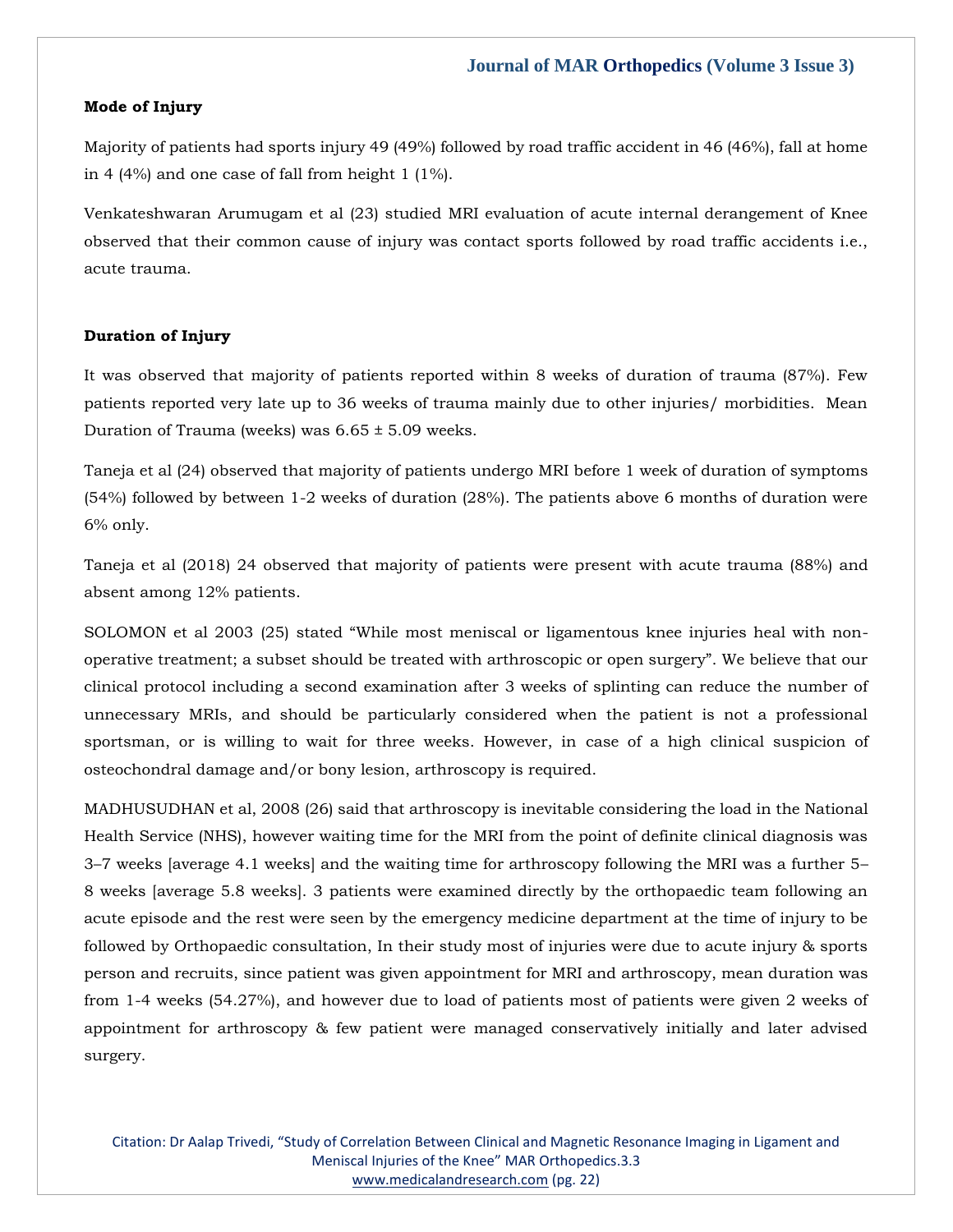**Mode of Injury**

Majority of patients had sports injury 49 (49%) followed by road traffic accident in 46 (46%), fall at home in 4 (4%) and one case of fall from height 1 (1%).

Venkateshwaran Arumugam et al (23) studied MRI evaluation of acute internal derangement of Knee observed that their common cause of injury was contact sports followed by road traffic accidents i.e., acute trauma.

**Duration of Injury**

It was observed that majority of patients reported within 8 weeks of duration of trauma (87%). Few patients reported very late up to 36 weeks of trauma mainly due to other injuries/ morbidities. Mean Duration of Trauma (weeks) was 6.65 ± 5.09 weeks.

Taneja et al (24) observed that majority of patients undergo MRI before 1 week of duration of symptoms (54%) followed by between 1-2 weeks of duration (28%). The patients above 6 months of duration were 6% only.

Taneja et al (2018) 24 observed that majority of patients were present with acute trauma (88%) and absent among 12% patients.

SOLOMON et al 2003 (25) stated "While most meniscal or ligamentous knee injuries heal with non-operative treatment; a subset should be treated with arthroscopic or open surgery". We believe that our clinical protocol including a second examination after 3 weeks of splinting can reduce the number of unnecessary MRIs, and should be particularly considered when the patient is not a professional sportsman, or is willing to wait for three weeks. However, in case of a high clinical suspicion of osteochondral damage and/or bony lesion, arthroscopy is required.

MADHUSUDHAN et al, 2008 (26) said that arthroscopy is inevitable considering the load in the National Health Service (NHS), however waiting time for the MRI from the point of definite clinical diagnosis was 3–7 weeks [average 4.1 weeks] and the waiting time for arthroscopy following the MRI was a further 5–8 weeks [average 5.8 weeks]. 3 patients were examined directly by the orthopaedic team following an acute episode and the rest were seen by the emergency medicine department at the time of injury to be followed by Orthopaedic consultation, In their study most of injuries were due to acute injury & sports person and recruits, since patient was given appointment for MRI and arthroscopy, mean duration was from 1-4 weeks (54.27%), and however due to load of patients most of patients were given 2 weeks of appointment for arthroscopy & few patient were managed conservatively initially and later advised surgery.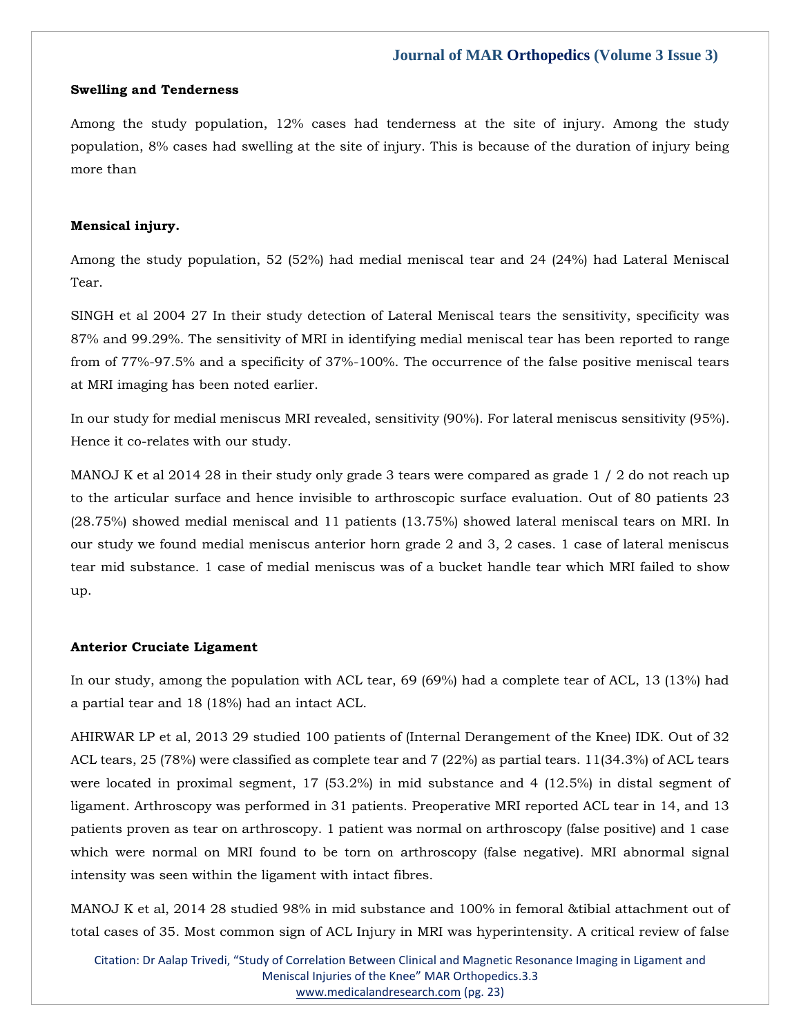**Swelling and Tenderness**

Among the study population, 12% cases had tenderness at the site of injury. Among the study population, 8% cases had swelling at the site of injury. This is because of the duration of injury being more than

**Mensical injury.**

Among the study population, 52 (52%) had medial meniscal tear and 24 (24%) had Lateral Meniscal Tear.

SINGH et al 2004 27 In their study detection of Lateral Meniscal tears the sensitivity, specificity was 87% and 99.29%. The sensitivity of MRI in identifying medial meniscal tear has been reported to range from of 77%-97.5% and a specificity of 37%-100%. The occurrence of the false positive meniscal tears at MRI imaging has been noted earlier.

In our study for medial meniscus MRI revealed, sensitivity (90%). For lateral meniscus sensitivity (95%). Hence it co-relates with our study.

MANOJ K et al 2014 28 in their study only grade 3 tears were compared as grade 1 / 2 do not reach up to the articular surface and hence invisible to arthroscopic surface evaluation. Out of 80 patients 23 (28.75%) showed medial meniscal and 11 patients (13.75%) showed lateral meniscal tears on MRI. In our study we found medial meniscus anterior horn grade 2 and 3, 2 cases. 1 case of lateral meniscus tear mid substance. 1 case of medial meniscus was of a bucket handle tear which MRI failed to show up.

**Anterior Cruciate Ligament**

In our study, among the population with ACL tear, 69 (69%) had a complete tear of ACL, 13 (13%) had a partial tear and 18 (18%) had an intact ACL.

AHIRWAR LP et al, 2013 29 studied 100 patients of (Internal Derangement of the Knee) IDK. Out of 32 ACL tears, 25 (78%) were classified as complete tear and 7 (22%) as partial tears. 11(34.3%) of ACL tears were located in proximal segment, 17 (53.2%) in mid substance and 4 (12.5%) in distal segment of ligament. Arthroscopy was performed in 31 patients. Preoperative MRI reported ACL tear in 14, and 13 patients proven as tear on arthroscopy. 1 patient was normal on arthroscopy (false positive) and 1 case which were normal on MRI found to be torn on arthroscopy (false negative). MRI abnormal signal intensity was seen within the ligament with intact fibres.

MANOJ K et al, 2014 28 studied 98% in mid substance and 100% in femoral &tibial attachment out of total cases of 35. Most common sign of ACL Injury in MRI was hyperintensity. A critical review of false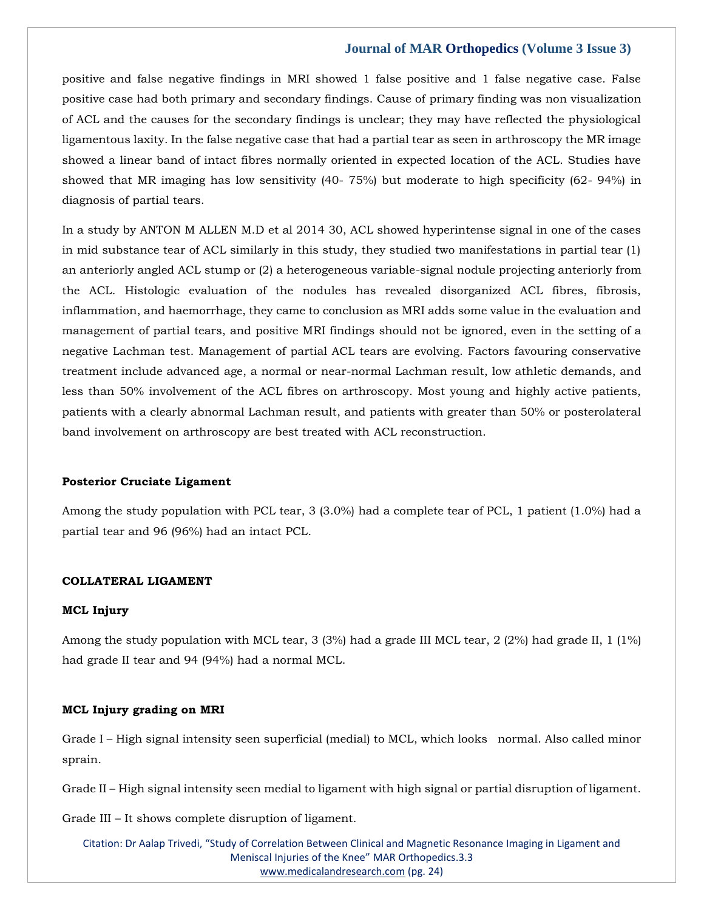positive and false negative findings in MRI showed 1 false positive and 1 false negative case. False positive case had both primary and secondary findings. Cause of primary finding was non visualization of ACL and the causes for the secondary findings is unclear; they may have reflected the physiological ligamentous laxity. In the false negative case that had a partial tear as seen in arthroscopy the MR image showed a linear band of intact fibres normally oriented in expected location of the ACL. Studies have showed that MR imaging has low sensitivity (40- 75%) but moderate to high specificity (62- 94%) in diagnosis of partial tears.

In a study by ANTON M ALLEN M.D et al 2014 30, ACL showed hyperintense signal in one of the cases in mid substance tear of ACL similarly in this study, they studied two manifestations in partial tear (1) an anteriorly angled ACL stump or (2) a heterogeneous variable-signal nodule projecting anteriorly from the ACL. Histologic evaluation of the nodules has revealed disorganized ACL fibres, fibrosis, inflammation, and haemorrhage, they came to conclusion as MRI adds some value in the evaluation and management of partial tears, and positive MRI findings should not be ignored, even in the setting of a negative Lachman test. Management of partial ACL tears are evolving. Factors favouring conservative treatment include advanced age, a normal or near-normal Lachman result, low athletic demands, and less than 50% involvement of the ACL fibres on arthroscopy. Most young and highly active patients, patients with a clearly abnormal Lachman result, and patients with greater than 50% or posterolateral band involvement on arthroscopy are best treated with ACL reconstruction.

**Posterior Cruciate Ligament**

Among the study population with PCL tear, 3 (3.0%) had a complete tear of PCL, 1 patient (1.0%) had a partial tear and 96 (96%) had an intact PCL.

**COLLATERAL LIGAMENT**

**MCL Injury**

Among the study population with MCL tear, 3 (3%) had a grade III MCL tear, 2 (2%) had grade II, 1 (1%) had grade II tear and 94 (94%) had a normal MCL.

**MCL Injury grading on MRI**

Grade I – High signal intensity seen superficial (medial) to MCL, which looks normal. Also called minor sprain.

Grade II – High signal intensity seen medial to ligament with high signal or partial disruption of ligament.

Grade III – It shows complete disruption of ligament.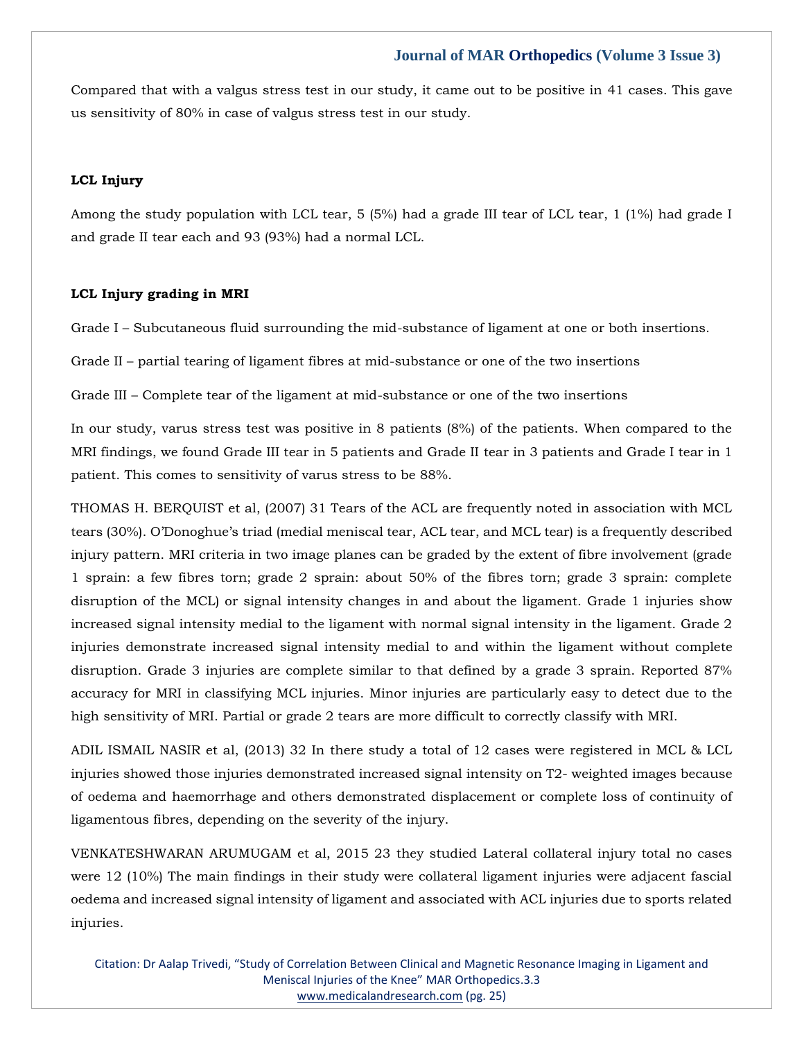Compared that with a valgus stress test in our study, it came out to be positive in 41 cases. This gave us sensitivity of 80% in case of valgus stress test in our study.

**LCL Injury**

Among the study population with LCL tear, 5 (5%) had a grade III tear of LCL tear, 1 (1%) had grade I and grade II tear each and 93 (93%) had a normal LCL.

**LCL Injury grading in MRI**

Grade I – Subcutaneous fluid surrounding the mid-substance of ligament at one or both insertions.

Grade II – partial tearing of ligament fibres at mid-substance or one of the two insertions

Grade III – Complete tear of the ligament at mid-substance or one of the two insertions

In our study, varus stress test was positive in 8 patients (8%) of the patients. When compared to the MRI findings, we found Grade III tear in 5 patients and Grade II tear in 3 patients and Grade I tear in 1 patient. This comes to sensitivity of varus stress to be 88%.

THOMAS H. BERQUIST et al, (2007) 31 Tears of the ACL are frequently noted in association with MCL tears (30%). O'Donoghue's triad (medial meniscal tear, ACL tear, and MCL tear) is a frequently described injury pattern. MRI criteria in two image planes can be graded by the extent of fibre involvement (grade 1 sprain: a few fibres torn; grade 2 sprain: about 50% of the fibres torn; grade 3 sprain: complete disruption of the MCL) or signal intensity changes in and about the ligament. Grade 1 injuries show increased signal intensity medial to the ligament with normal signal intensity in the ligament. Grade 2 injuries demonstrate increased signal intensity medial to and within the ligament without complete disruption. Grade 3 injuries are complete similar to that defined by a grade 3 sprain. Reported 87% accuracy for MRI in classifying MCL injuries. Minor injuries are particularly easy to detect due to the high sensitivity of MRI. Partial or grade 2 tears are more difficult to correctly classify with MRI.

ADIL ISMAIL NASIR et al, (2013) 32 In there study a total of 12 cases were registered in MCL & LCL injuries showed those injuries demonstrated increased signal intensity on T2- weighted images because of oedema and haemorrhage and others demonstrated displacement or complete loss of continuity of ligamentous fibres, depending on the severity of the injury.

VENKATESHWARAN ARUMUGAM et al, 2015 23 they studied Lateral collateral injury total no cases were 12 (10%) The main findings in their study were collateral ligament injuries were adjacent fascial oedema and increased signal intensity of ligament and associated with ACL injuries due to sports related injuries.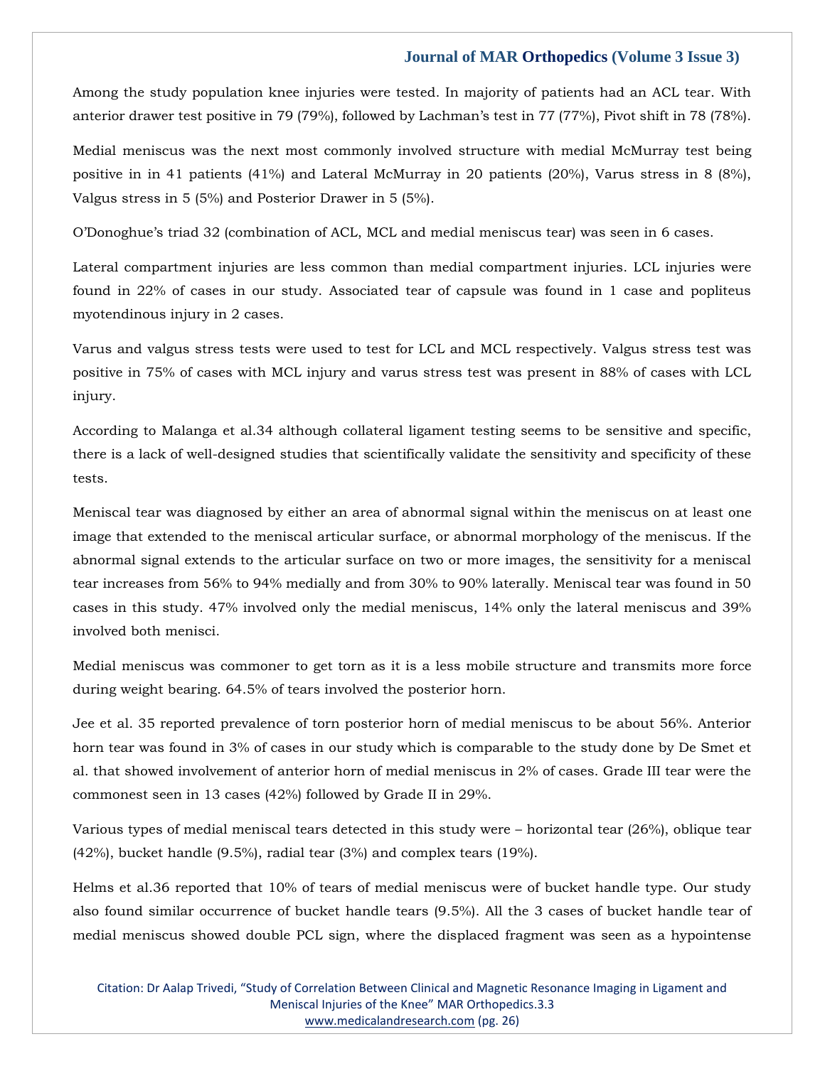Among the study population knee injuries were tested. In majority of patients had an ACL tear. With anterior drawer test positive in 79 (79%), followed by Lachman's test in 77 (77%), Pivot shift in 78 (78%).

Medial meniscus was the next most commonly involved structure with medial McMurray test being positive in in 41 patients (41%) and Lateral McMurray in 20 patients (20%), Varus stress in 8 (8%), Valgus stress in 5 (5%) and Posterior Drawer in 5 (5%).

O'Donoghue's triad 32 (combination of ACL, MCL and medial meniscus tear) was seen in 6 cases.

Lateral compartment injuries are less common than medial compartment injuries. LCL injuries were found in 22% of cases in our study. Associated tear of capsule was found in 1 case and popliteus myotendinous injury in 2 cases.

Varus and valgus stress tests were used to test for LCL and MCL respectively. Valgus stress test was positive in 75% of cases with MCL injury and varus stress test was present in 88% of cases with LCL injury.

According to Malanga et al.34 although collateral ligament testing seems to be sensitive and specific, there is a lack of well-designed studies that scientifically validate the sensitivity and specificity of these tests.

Meniscal tear was diagnosed by either an area of abnormal signal within the meniscus on at least one image that extended to the meniscal articular surface, or abnormal morphology of the meniscus. If the abnormal signal extends to the articular surface on two or more images, the sensitivity for a meniscal tear increases from 56% to 94% medially and from 30% to 90% laterally. Meniscal tear was found in 50 cases in this study. 47% involved only the medial meniscus, 14% only the lateral meniscus and 39% involved both menisci.

Medial meniscus was commoner to get torn as it is a less mobile structure and transmits more force during weight bearing. 64.5% of tears involved the posterior horn.

Jee et al. 35 reported prevalence of torn posterior horn of medial meniscus to be about 56%. Anterior horn tear was found in 3% of cases in our study which is comparable to the study done by De Smet et al. that showed involvement of anterior horn of medial meniscus in 2% of cases. Grade III tear were the commonest seen in 13 cases (42%) followed by Grade II in 29%.

Various types of medial meniscal tears detected in this study were – horizontal tear (26%), oblique tear (42%), bucket handle (9.5%), radial tear (3%) and complex tears (19%).

Helms et al.36 reported that 10% of tears of medial meniscus were of bucket handle type. Our study also found similar occurrence of bucket handle tears (9.5%). All the 3 cases of bucket handle tear of medial meniscus showed double PCL sign, where the displaced fragment was seen as a hypointense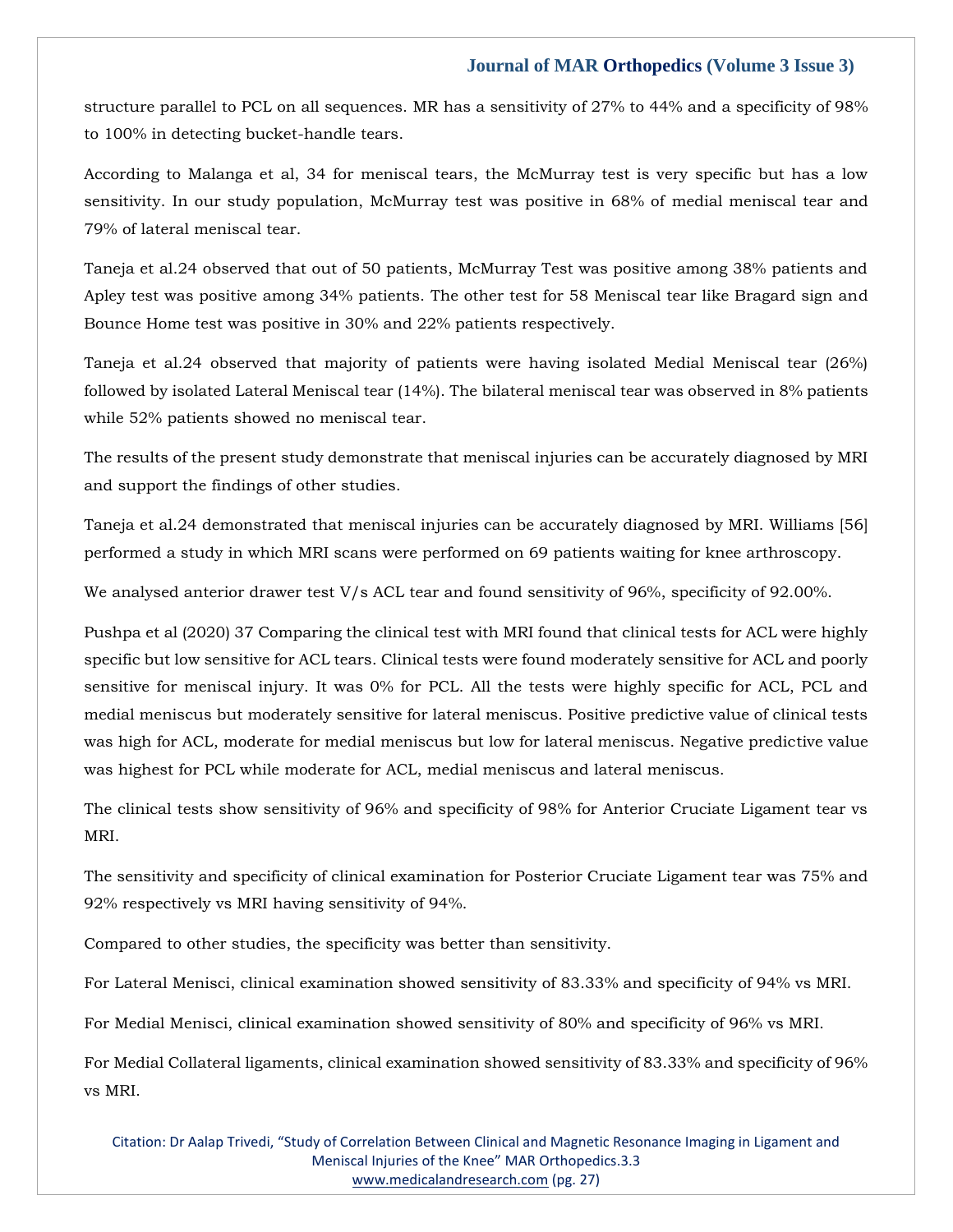structure parallel to PCL on all sequences. MR has a sensitivity of 27% to 44% and a specificity of 98% to 100% in detecting bucket-handle tears.

According to Malanga et al, 34 for meniscal tears, the McMurray test is very specific but has a low sensitivity. In our study population, McMurray test was positive in 68% of medial meniscal tear and 79% of lateral meniscal tear.

Taneja et al.24 observed that out of 50 patients, McMurray Test was positive among 38% patients and Apley test was positive among 34% patients. The other test for 58 Meniscal tear like Bragard sign and Bounce Home test was positive in 30% and 22% patients respectively.

Taneja et al.24 observed that majority of patients were having isolated Medial Meniscal tear (26%) followed by isolated Lateral Meniscal tear (14%). The bilateral meniscal tear was observed in 8% patients while 52% patients showed no meniscal tear.

The results of the present study demonstrate that meniscal injuries can be accurately diagnosed by MRI and support the findings of other studies.

Taneja et al.24 demonstrated that meniscal injuries can be accurately diagnosed by MRI. Williams [56] performed a study in which MRI scans were performed on 69 patients waiting for knee arthroscopy.

We analysed anterior drawer test V/s ACL tear and found sensitivity of 96%, specificity of 92.00%.

Pushpa et al (2020) 37 Comparing the clinical test with MRI found that clinical tests for ACL were highly specific but low sensitive for ACL tears. Clinical tests were found moderately sensitive for ACL and poorly sensitive for meniscal injury. It was 0% for PCL. All the tests were highly specific for ACL, PCL and medial meniscus but moderately sensitive for lateral meniscus. Positive predictive value of clinical tests was high for ACL, moderate for medial meniscus but low for lateral meniscus. Negative predictive value was highest for PCL while moderate for ACL, medial meniscus and lateral meniscus.

The clinical tests show sensitivity of 96% and specificity of 98% for Anterior Cruciate Ligament tear vs MRI.

The sensitivity and specificity of clinical examination for Posterior Cruciate Ligament tear was 75% and 92% respectively vs MRI having sensitivity of 94%.

Compared to other studies, the specificity was better than sensitivity.

For Lateral Menisci, clinical examination showed sensitivity of 83.33% and specificity of 94% vs MRI.

For Medial Menisci, clinical examination showed sensitivity of 80% and specificity of 96% vs MRI.

For Medial Collateral ligaments, clinical examination showed sensitivity of 83.33% and specificity of 96% vs MRI.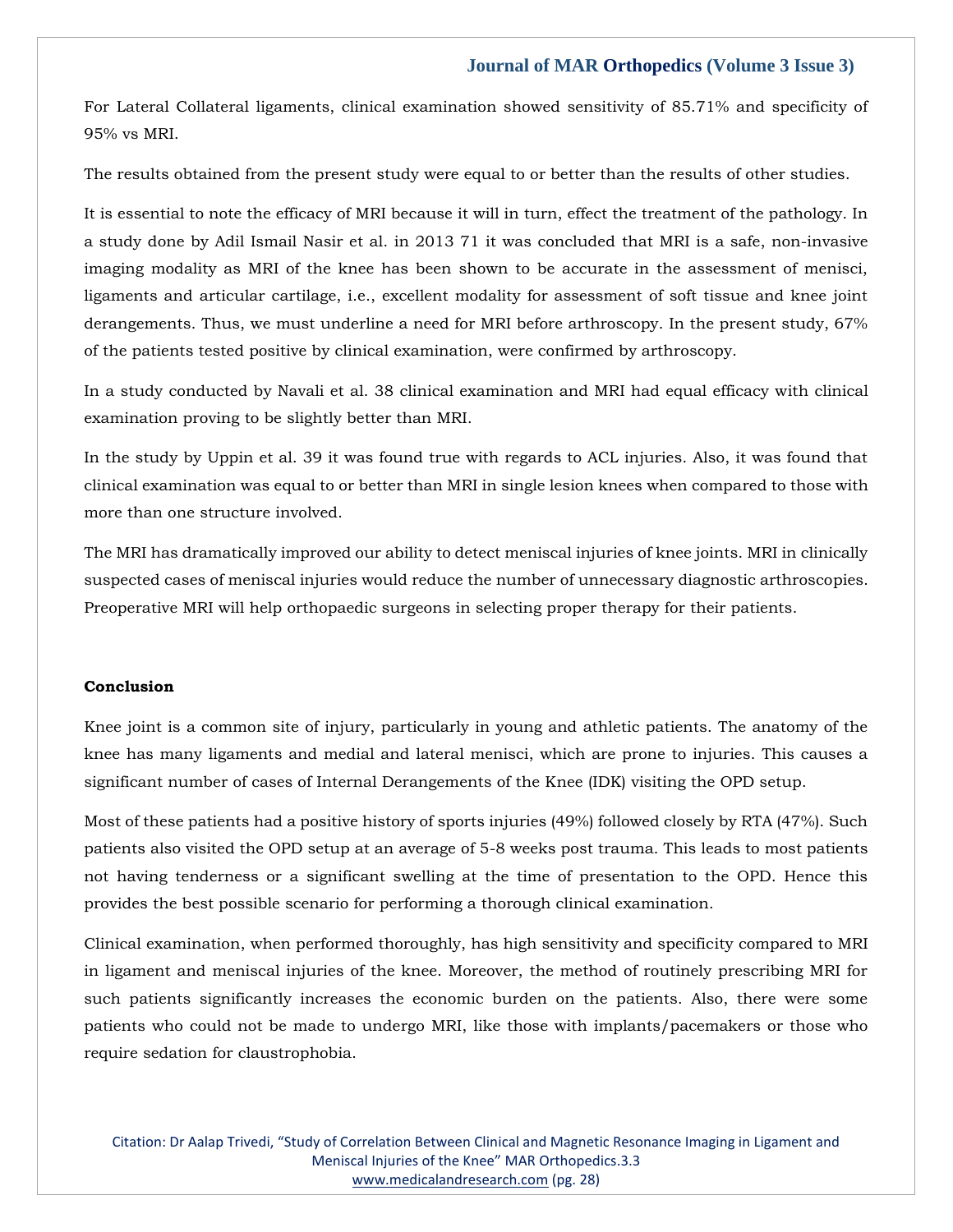For Lateral Collateral ligaments, clinical examination showed sensitivity of 85.71% and specificity of 95% vs MRI.

The results obtained from the present study were equal to or better than the results of other studies.

It is essential to note the efficacy of MRI because it will in turn, effect the treatment of the pathology. In a study done by Adil Ismail Nasir et al. in 2013 71 it was concluded that MRI is a safe, non-invasive imaging modality as MRI of the knee has been shown to be accurate in the assessment of menisci, ligaments and articular cartilage, i.e., excellent modality for assessment of soft tissue and knee joint derangements. Thus, we must underline a need for MRI before arthroscopy. In the present study, 67% of the patients tested positive by clinical examination, were confirmed by arthroscopy.

In a study conducted by Navali et al. 38 clinical examination and MRI had equal efficacy with clinical examination proving to be slightly better than MRI.

In the study by Uppin et al. 39 it was found true with regards to ACL injuries. Also, it was found that clinical examination was equal to or better than MRI in single lesion knees when compared to those with more than one structure involved.

The MRI has dramatically improved our ability to detect meniscal injuries of knee joints. MRI in clinically suspected cases of meniscal injuries would reduce the number of unnecessary diagnostic arthroscopies. Preoperative MRI will help orthopaedic surgeons in selecting proper therapy for their patients.

## Conclusion

Knee joint is a common site of injury, particularly in young and athletic patients. The anatomy of the knee has many ligaments and medial and lateral menisci, which are prone to injuries. This causes a significant number of cases of Internal Derangements of the Knee (IDK) visiting the OPD setup.

Most of these patients had a positive history of sports injuries (49%) followed closely by RTA (47%). Such patients also visited the OPD setup at an average of 5-8 weeks post trauma. This leads to most patients not having tenderness or a significant swelling at the time of presentation to the OPD. Hence this provides the best possible scenario for performing a thorough clinical examination.

Clinical examination, when performed thoroughly, has high sensitivity and specificity compared to MRI in ligament and meniscal injuries of the knee. Moreover, the method of routinely prescribing MRI for such patients significantly increases the economic burden on the patients. Also, there were some patients who could not be made to undergo MRI, like those with implants/pacemakers or those who require sedation for claustrophobia.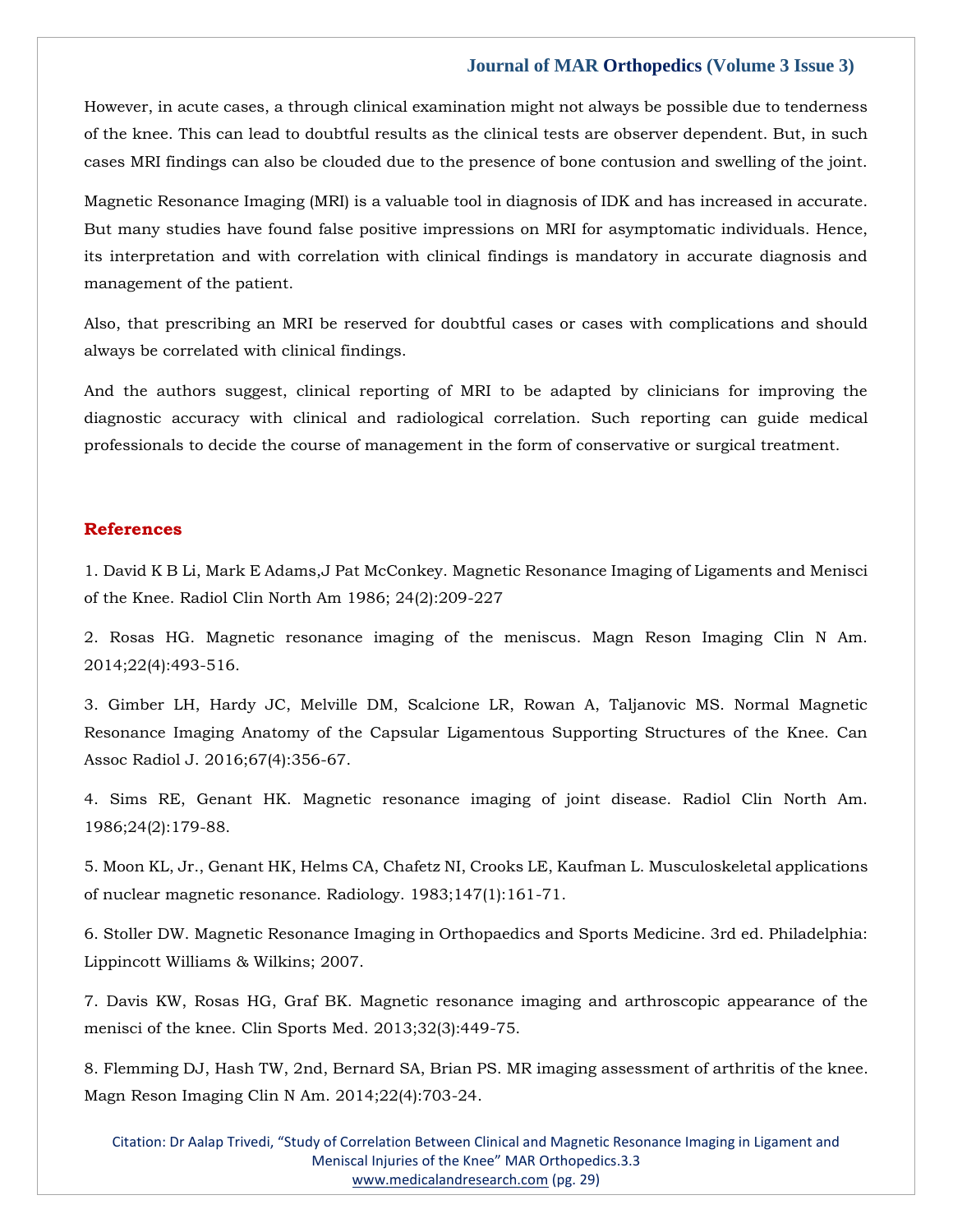However, in acute cases, a through clinical examination might not always be possible due to tenderness of the knee. This can lead to doubtful results as the clinical tests are observer dependent. But, in such cases MRI findings can also be clouded due to the presence of bone contusion and swelling of the joint.

Magnetic Resonance Imaging (MRI) is a valuable tool in diagnosis of IDK and has increased in accurate. But many studies have found false positive impressions on MRI for asymptomatic individuals. Hence, its interpretation and with correlation with clinical findings is mandatory in accurate diagnosis and management of the patient.

Also, that prescribing an MRI be reserved for doubtful cases or cases with complications and should always be correlated with clinical findings.

And the authors suggest, clinical reporting of MRI to be adapted by clinicians for improving the diagnostic accuracy with clinical and radiological correlation. Such reporting can guide medical professionals to decide the course of management in the form of conservative or surgical treatment.

## References

1. David K B Li, Mark E Adams,J Pat McConkey. Magnetic Resonance Imaging of Ligaments and Menisci of the Knee. Radiol Clin North Am 1986; 24(2):209-227

2. Rosas HG. Magnetic resonance imaging of the meniscus. Magn Reson Imaging Clin N Am. 2014;22(4):493-516.

3. Gimber LH, Hardy JC, Melville DM, Scalcione LR, Rowan A, Taljanovic MS. Normal Magnetic Resonance Imaging Anatomy of the Capsular Ligamentous Supporting Structures of the Knee. Can Assoc Radiol J. 2016;67(4):356-67.

4. Sims RE, Genant HK. Magnetic resonance imaging of joint disease. Radiol Clin North Am. 1986;24(2):179-88.

5. Moon KL, Jr., Genant HK, Helms CA, Chafetz NI, Crooks LE, Kaufman L. Musculoskeletal applications of nuclear magnetic resonance. Radiology. 1983;147(1):161-71.

6. Stoller DW. Magnetic Resonance Imaging in Orthopaedics and Sports Medicine. 3rd ed. Philadelphia: Lippincott Williams & Wilkins; 2007.

7. Davis KW, Rosas HG, Graf BK. Magnetic resonance imaging and arthroscopic appearance of the menisci of the knee. Clin Sports Med. 2013;32(3):449-75.

8. Flemming DJ, Hash TW, 2nd, Bernard SA, Brian PS. MR imaging assessment of arthritis of the knee. Magn Reson Imaging Clin N Am. 2014;22(4):703-24.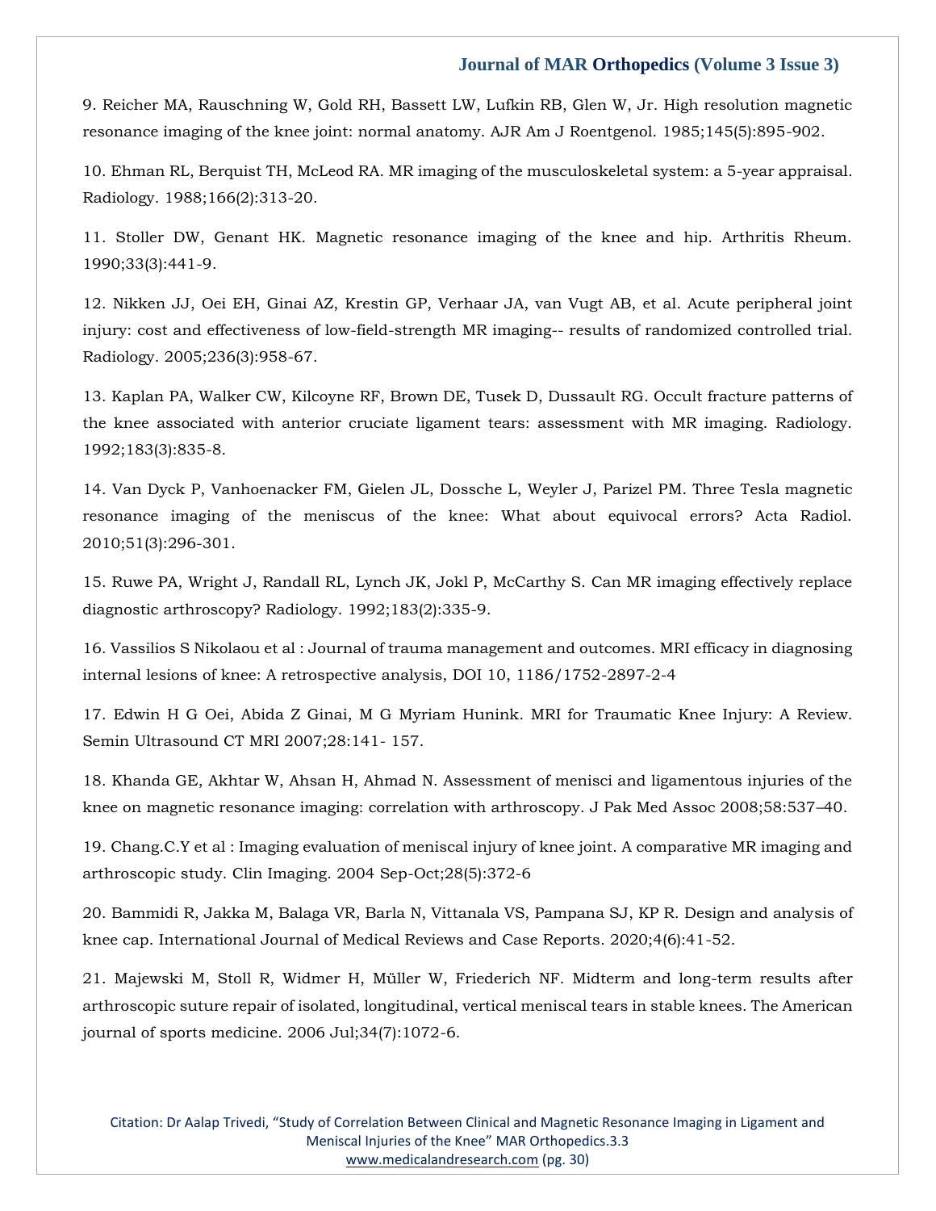9. Reicher MA, Rauschning W, Gold RH, Bassett LW, Lufkin RB, Glen W, Jr. High resolution magnetic resonance imaging of the knee joint: normal anatomy. AJR Am J Roentgenol. 1985;145(5):895-902.

10. Ehman RL, Berquist TH, McLeod RA. MR imaging of the musculoskeletal system: a 5-year appraisal. Radiology. 1988;166(2):313-20.

11. Stoller DW, Genant HK. Magnetic resonance imaging of the knee and hip. Arthritis Rheum. 1990;33(3):441-9.

12. Nikken JJ, Oei EH, Ginai AZ, Krestin GP, Verhaar JA, van Vugt AB, et al. Acute peripheral joint injury: cost and effectiveness of low-field-strength MR imaging-- results of randomized controlled trial. Radiology. 2005;236(3):958-67.

13. Kaplan PA, Walker CW, Kilcoyne RF, Brown DE, Tusek D, Dussault RG. Occult fracture patterns of the knee associated with anterior cruciate ligament tears: assessment with MR imaging. Radiology. 1992;183(3):835-8.

14. Van Dyck P, Vanhoenacker FM, Gielen JL, Dossche L, Weyler J, Parizel PM. Three Tesla magnetic resonance imaging of the meniscus of the knee: What about equivocal errors? Acta Radiol. 2010;51(3):296-301.

15. Ruwe PA, Wright J, Randall RL, Lynch JK, Jokl P, McCarthy S. Can MR imaging effectively replace diagnostic arthroscopy? Radiology. 1992;183(2):335-9.

16. Vassilios S Nikolaou et al : Journal of trauma management and outcomes. MRI efficacy in diagnosing internal lesions of knee: A retrospective analysis, DOI 10, 1186/1752-2897-2-4

17. Edwin H G Oei, Abida Z Ginai, M G Myriam Hunink. MRI for Traumatic Knee Injury: A Review. Semin Ultrasound CT MRI 2007;28:141- 157.

18. Khanda GE, Akhtar W, Ahsan H, Ahmad N. Assessment of menisci and ligamentous injuries of the knee on magnetic resonance imaging: correlation with arthroscopy. J Pak Med Assoc 2008;58:537–40.

19. Chang.C.Y et al : Imaging evaluation of meniscal injury of knee joint. A comparative MR imaging and arthroscopic study. Clin Imaging. 2004 Sep-Oct;28(5):372-6

20. Bammidi R, Jakka M, Balaga VR, Barla N, Vittanala VS, Pampana SJ, KP R. Design and analysis of knee cap. International Journal of Medical Reviews and Case Reports. 2020;4(6):41-52.

21. Majewski M, Stoll R, Widmer H, Müller W, Friederich NF. Midterm and long-term results after arthroscopic suture repair of isolated, longitudinal, vertical meniscal tears in stable knees. The American journal of sports medicine. 2006 Jul;34(7):1072-6.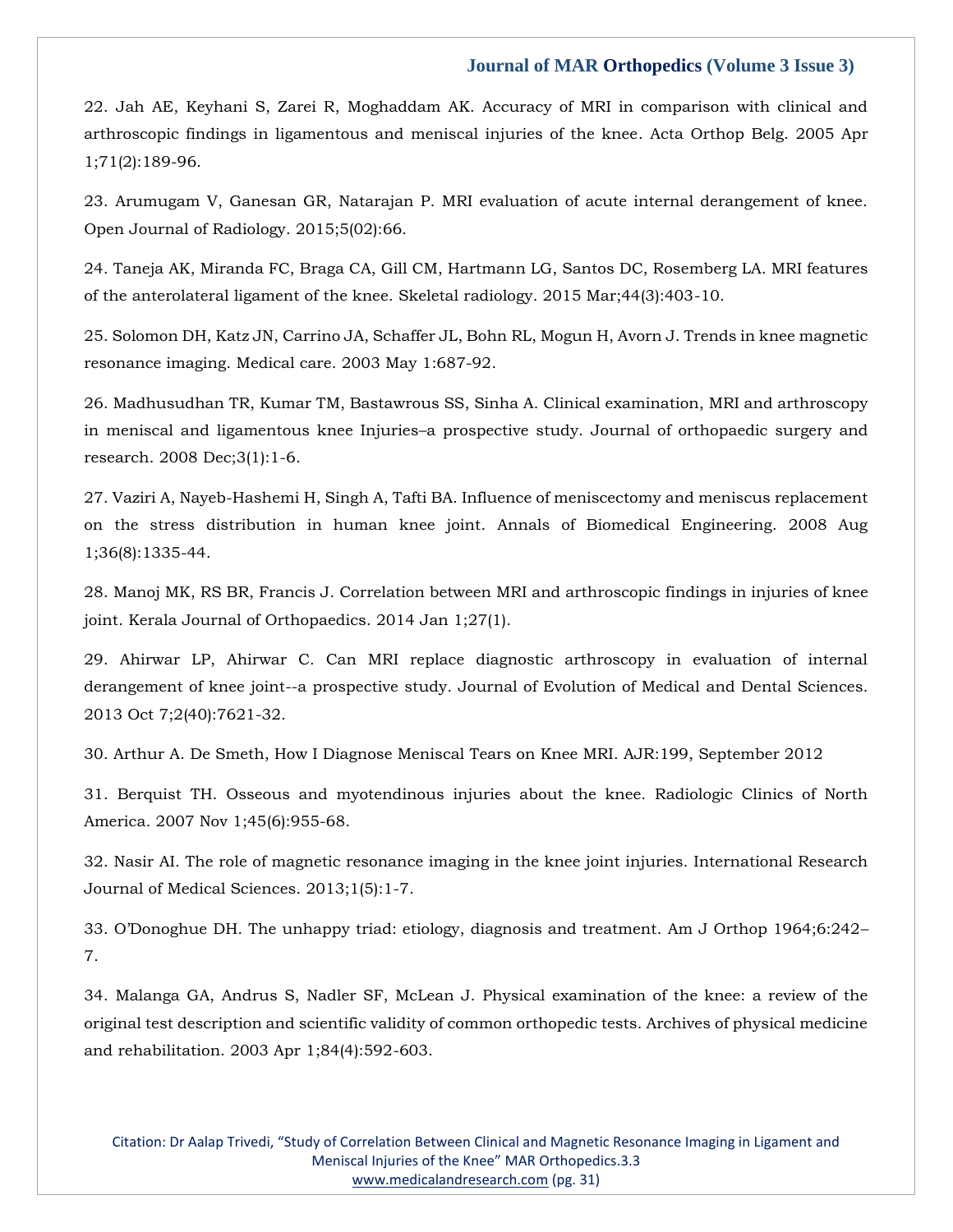22. Jah AE, Keyhani S, Zarei R, Moghaddam AK. Accuracy of MRI in comparison with clinical and arthroscopic findings in ligamentous and meniscal injuries of the knee. Acta Orthop Belg. 2005 Apr 1;71(2):189-96.

23. Arumugam V, Ganesan GR, Natarajan P. MRI evaluation of acute internal derangement of knee. Open Journal of Radiology. 2015;5(02):66.

24. Taneja AK, Miranda FC, Braga CA, Gill CM, Hartmann LG, Santos DC, Rosemberg LA. MRI features of the anterolateral ligament of the knee. Skeletal radiology. 2015 Mar;44(3):403-10.

25. Solomon DH, Katz JN, Carrino JA, Schaffer JL, Bohn RL, Mogun H, Avorn J. Trends in knee magnetic resonance imaging. Medical care. 2003 May 1:687-92.

26. Madhusudhan TR, Kumar TM, Bastawrous SS, Sinha A. Clinical examination, MRI and arthroscopy in meniscal and ligamentous knee Injuries–a prospective study. Journal of orthopaedic surgery and research. 2008 Dec;3(1):1-6.

27. Vaziri A, Nayeb-Hashemi H, Singh A, Tafti BA. Influence of meniscectomy and meniscus replacement on the stress distribution in human knee joint. Annals of Biomedical Engineering. 2008 Aug 1;36(8):1335-44.

28. Manoj MK, RS BR, Francis J. Correlation between MRI and arthroscopic findings in injuries of knee joint. Kerala Journal of Orthopaedics. 2014 Jan 1;27(1).

29. Ahirwar LP, Ahirwar C. Can MRI replace diagnostic arthroscopy in evaluation of internal derangement of knee joint--a prospective study. Journal of Evolution of Medical and Dental Sciences. 2013 Oct 7;2(40):7621-32.

30. Arthur A. De Smeth, How I Diagnose Meniscal Tears on Knee MRI. AJR:199, September 2012

31. Berquist TH. Osseous and myotendinous injuries about the knee. Radiologic Clinics of North America. 2007 Nov 1;45(6):955-68.

32. Nasir AI. The role of magnetic resonance imaging in the knee joint injuries. International Research Journal of Medical Sciences. 2013;1(5):1-7.

33. O'Donoghue DH. The unhappy triad: etiology, diagnosis and treatment. Am J Orthop 1964;6:242–7.

34. Malanga GA, Andrus S, Nadler SF, McLean J. Physical examination of the knee: a review of the original test description and scientific validity of common orthopedic tests. Archives of physical medicine and rehabilitation. 2003 Apr 1;84(4):592-603.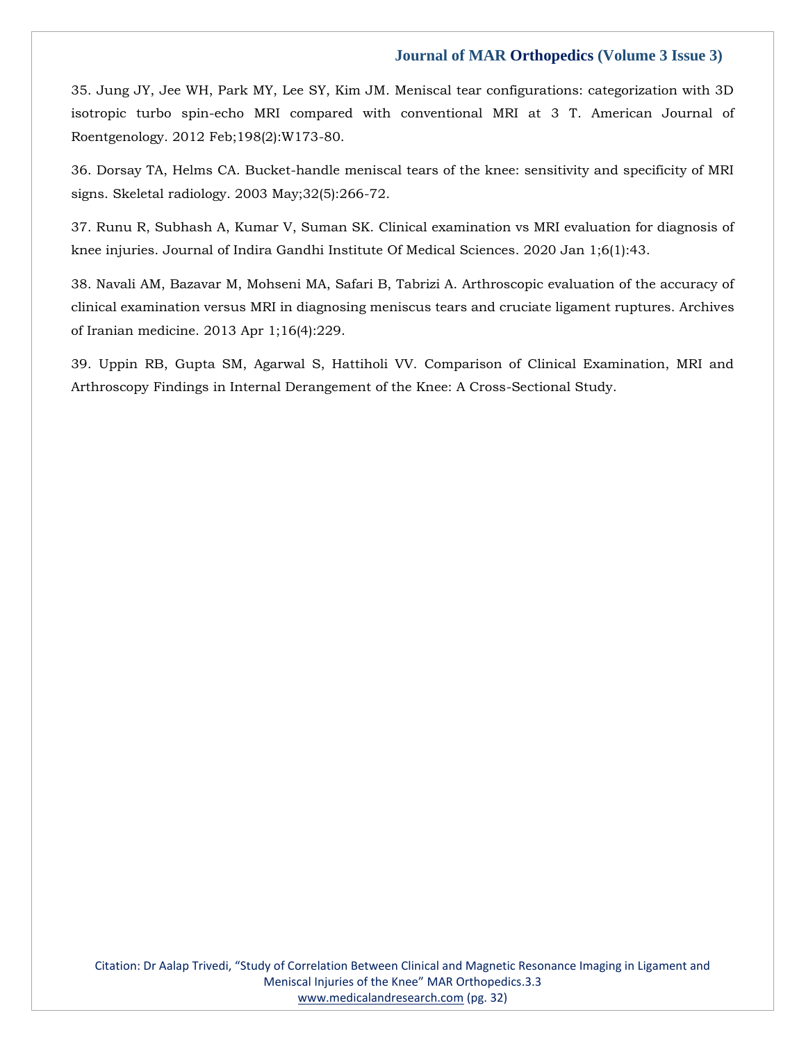35. Jung JY, Jee WH, Park MY, Lee SY, Kim JM. Meniscal tear configurations: categorization with 3D isotropic turbo spin-echo MRI compared with conventional MRI at 3 T. American Journal of Roentgenology. 2012 Feb;198(2):W173-80.

36. Dorsay TA, Helms CA. Bucket-handle meniscal tears of the knee: sensitivity and specificity of MRI signs. Skeletal radiology. 2003 May;32(5):266-72.

37. Runu R, Subhash A, Kumar V, Suman SK. Clinical examination vs MRI evaluation for diagnosis of knee injuries. Journal of Indira Gandhi Institute Of Medical Sciences. 2020 Jan 1;6(1):43.

38. Navali AM, Bazavar M, Mohseni MA, Safari B, Tabrizi A. Arthroscopic evaluation of the accuracy of clinical examination versus MRI in diagnosing meniscus tears and cruciate ligament ruptures. Archives of Iranian medicine. 2013 Apr 1;16(4):229.

39. Uppin RB, Gupta SM, Agarwal S, Hattiholi VV. Comparison of Clinical Examination, MRI and Arthroscopy Findings in Internal Derangement of the Knee: A Cross-Sectional Study.